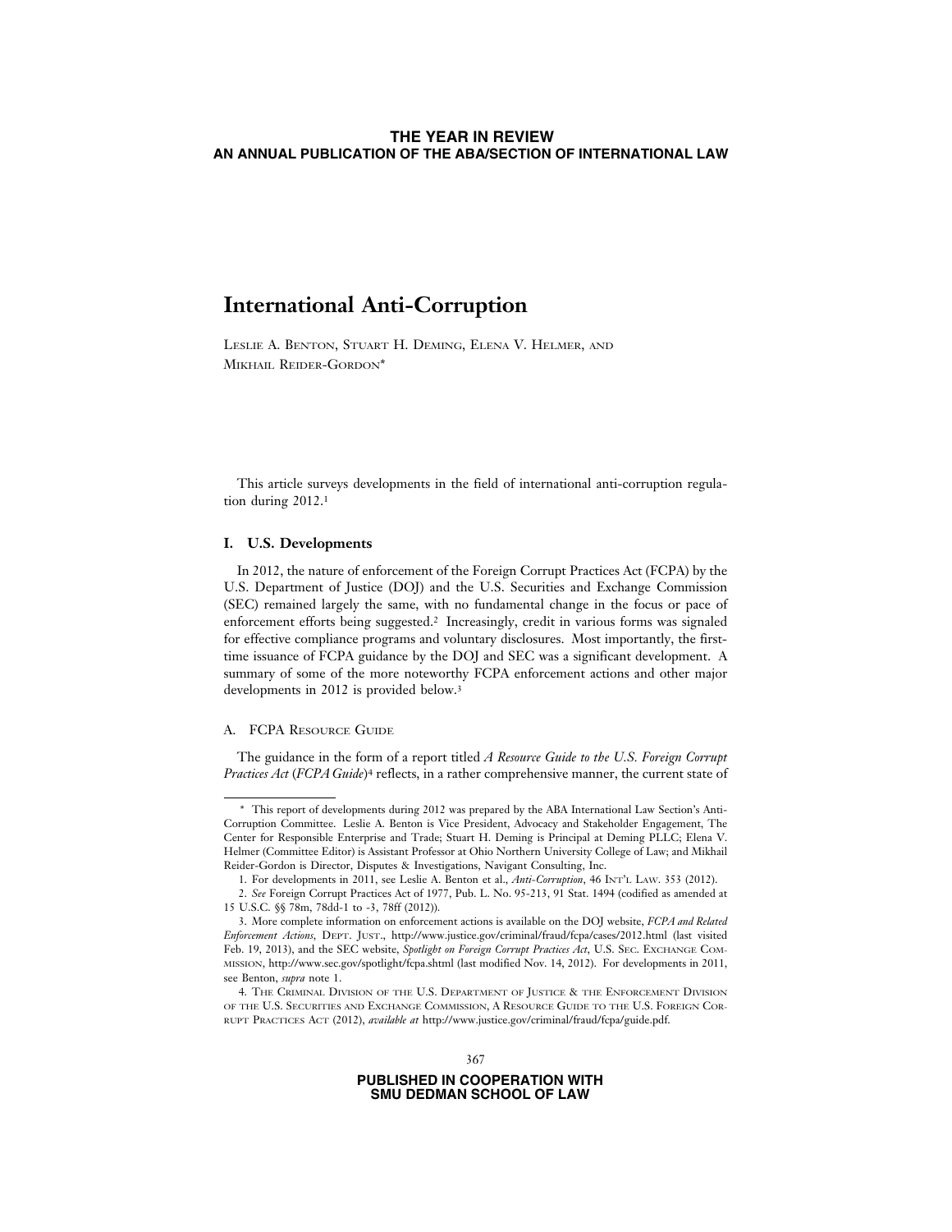# International Anti-Corruption

Leslie A. Benton, Stuart H. Deming, Elena V. Helmer, and Mikhail Reider-Gordon*

This article surveys developments in the field of international anti-corruption regulation during 2012.[1]

## I. U.S. Developments

In 2012, the nature of enforcement of the Foreign Corrupt Practices Act (FCPA) by the U.S. Department of Justice (DOJ) and the U.S. Securities and Exchange Commission (SEC) remained largely the same, with no fundamental change in the focus or pace of enforcement efforts being suggested.[2] Increasingly, credit in various forms was signaled for effective compliance programs and voluntary disclosures. Most importantly, the first-time issuance of FCPA guidance by the DOJ and SEC was a significant development. A summary of some of the more noteworthy FCPA enforcement actions and other major developments in 2012 is provided below.[3]

### A. FCPA Resource Guide

The guidance in the form of a report titled *A Resource Guide to the U.S. Foreign Corrupt Practices Act* (*FCPA Guide*)[4] reflects, in a rather comprehensive manner, the current state of

---

\* This report of developments during 2012 was prepared by the ABA International Law Section's Anti-Corruption Committee. Leslie A. Benton is Vice President, Advocacy and Stakeholder Engagement, The Center for Responsible Enterprise and Trade; Stuart H. Deming is Principal at Deming PLLC; Elena V. Helmer (Committee Editor) is Assistant Professor at Ohio Northern University College of Law; and Mikhail Reider-Gordon is Director, Disputes & Investigations, Navigant Consulting, Inc.

1. For developments in 2011, see Leslie A. Benton et al., *Anti-Corruption*, 46 Int'l Law. 353 (2012).

2. *See* Foreign Corrupt Practices Act of 1977, Pub. L. No. 95-213, 91 Stat. 1494 (codified as amended at 15 U.S.C. §§ 78m, 78dd-1 to -3, 78ff (2012)).

3. More complete information on enforcement actions is available on the DOJ website, *FCPA and Related Enforcement Actions*, Dept. Just., http://www.justice.gov/criminal/fraud/fcpa/cases/2012.html (last visited Feb. 19, 2013), and the SEC website, *Spotlight on Foreign Corrupt Practices Act*, U.S. Sec. Exchange Commission, http://www.sec.gov/spotlight/fcpa.shtml (last modified Nov. 14, 2012). For developments in 2011, see Benton, *supra* note 1.

4. The Criminal Division of the U.S. Department of Justice & the Enforcement Division of the U.S. Securities and Exchange Commission, A Resource Guide to the U.S. Foreign Corrupt Practices Act (2012), *available at* http://www.justice.gov/criminal/fraud/fcpa/guide.pdf.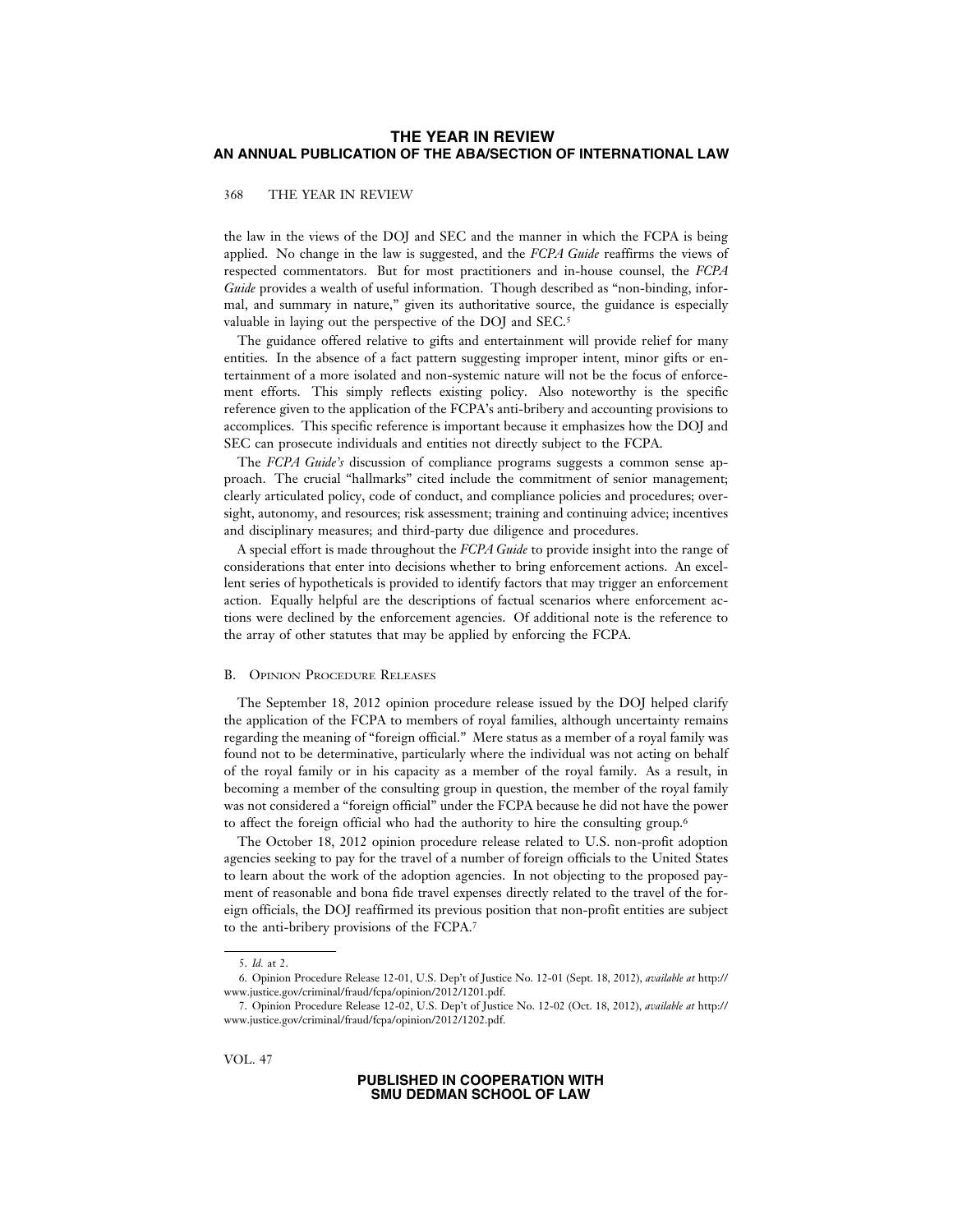the law in the views of the DOJ and SEC and the manner in which the FCPA is being applied. No change in the law is suggested, and the *FCPA Guide* reaffirms the views of respected commentators. But for most practitioners and in-house counsel, the *FCPA Guide* provides a wealth of useful information. Though described as "non-binding, informal, and summary in nature," given its authoritative source, the guidance is especially valuable in laying out the perspective of the DOJ and SEC.[5]

The guidance offered relative to gifts and entertainment will provide relief for many entities. In the absence of a fact pattern suggesting improper intent, minor gifts or entertainment of a more isolated and non-systemic nature will not be the focus of enforcement efforts. This simply reflects existing policy. Also noteworthy is the specific reference given to the application of the FCPA's anti-bribery and accounting provisions to accomplices. This specific reference is important because it emphasizes how the DOJ and SEC can prosecute individuals and entities not directly subject to the FCPA.

The *FCPA Guide's* discussion of compliance programs suggests a common sense approach. The crucial "hallmarks" cited include the commitment of senior management; clearly articulated policy, code of conduct, and compliance policies and procedures; oversight, autonomy, and resources; risk assessment; training and continuing advice; incentives and disciplinary measures; and third-party due diligence and procedures.

A special effort is made throughout the *FCPA Guide* to provide insight into the range of considerations that enter into decisions whether to bring enforcement actions. An excellent series of hypotheticals is provided to identify factors that may trigger an enforcement action. Equally helpful are the descriptions of factual scenarios where enforcement actions were declined by the enforcement agencies. Of additional note is the reference to the array of other statutes that may be applied by enforcing the FCPA.

### B. Opinion Procedure Releases

The September 18, 2012 opinion procedure release issued by the DOJ helped clarify the application of the FCPA to members of royal families, although uncertainty remains regarding the meaning of "foreign official." Mere status as a member of a royal family was found not to be determinative, particularly where the individual was not acting on behalf of the royal family or in his capacity as a member of the royal family. As a result, in becoming a member of the consulting group in question, the member of the royal family was not considered a "foreign official" under the FCPA because he did not have the power to affect the foreign official who had the authority to hire the consulting group.[6]

The October 18, 2012 opinion procedure release related to U.S. non-profit adoption agencies seeking to pay for the travel of a number of foreign officials to the United States to learn about the work of the adoption agencies. In not objecting to the proposed payment of reasonable and bona fide travel expenses directly related to the travel of the foreign officials, the DOJ reaffirmed its previous position that non-profit entities are subject to the anti-bribery provisions of the FCPA.[7]

---

5. *Id.* at 2.

6. Opinion Procedure Release 12-01, U.S. Dep't of Justice No. 12-01 (Sept. 18, 2012), *available at* http://www.justice.gov/criminal/fraud/fcpa/opinion/2012/1201.pdf.

7. Opinion Procedure Release 12-02, U.S. Dep't of Justice No. 12-02 (Oct. 18, 2012), *available at* http://www.justice.gov/criminal/fraud/fcpa/opinion/2012/1202.pdf.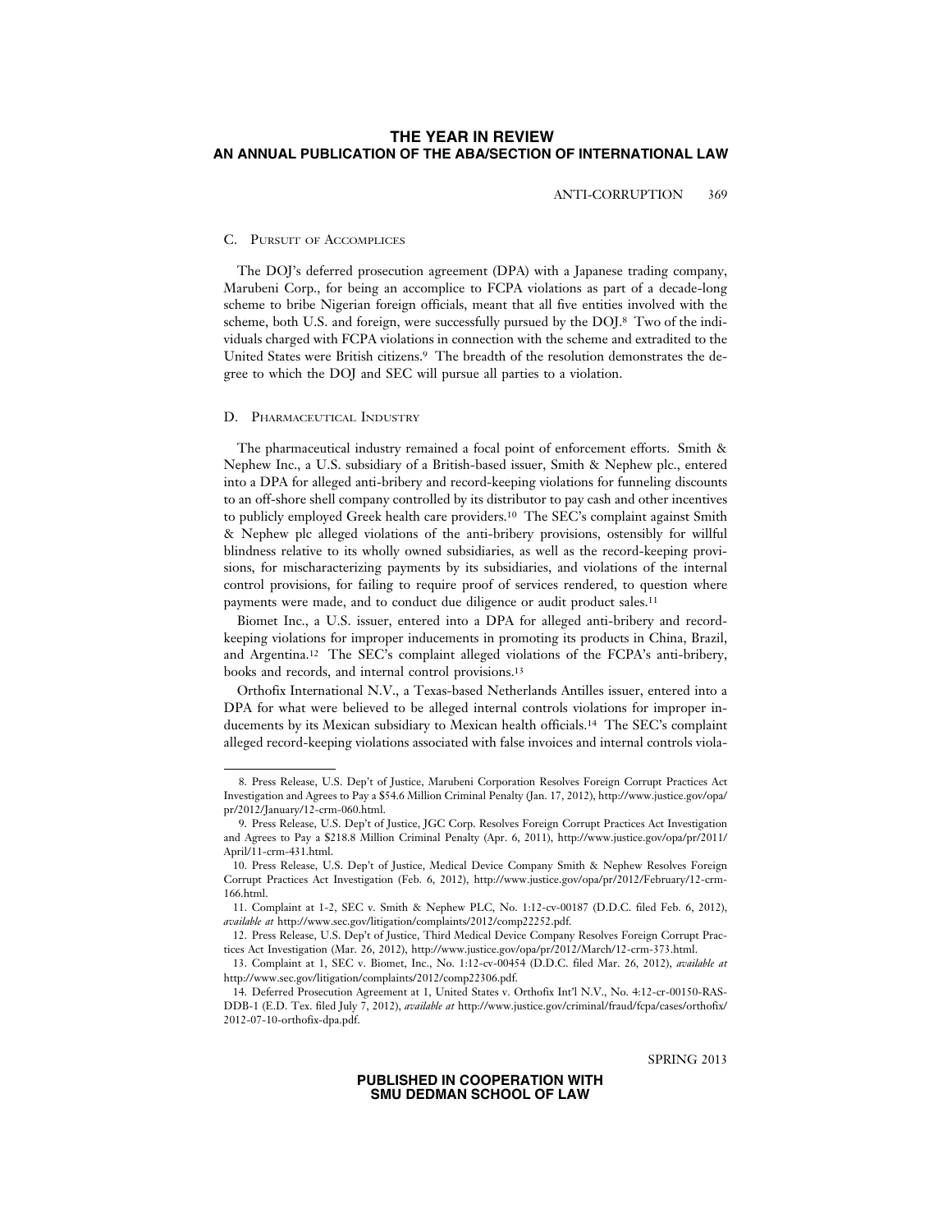### C. Pursuit of Accomplices

The DOJ's deferred prosecution agreement (DPA) with a Japanese trading company, Marubeni Corp., for being an accomplice to FCPA violations as part of a decade-long scheme to bribe Nigerian foreign officials, meant that all five entities involved with the scheme, both U.S. and foreign, were successfully pursued by the DOJ.[8] Two of the individuals charged with FCPA violations in connection with the scheme and extradited to the United States were British citizens.[9] The breadth of the resolution demonstrates the degree to which the DOJ and SEC will pursue all parties to a violation.

### D. Pharmaceutical Industry

The pharmaceutical industry remained a focal point of enforcement efforts. Smith & Nephew Inc., a U.S. subsidiary of a British-based issuer, Smith & Nephew plc., entered into a DPA for alleged anti-bribery and record-keeping violations for funneling discounts to an off-shore shell company controlled by its distributor to pay cash and other incentives to publicly employed Greek health care providers.[10] The SEC's complaint against Smith & Nephew plc alleged violations of the anti-bribery provisions, ostensibly for willful blindness relative to its wholly owned subsidiaries, as well as the record-keeping provisions, for mischaracterizing payments by its subsidiaries, and violations of the internal control provisions, for failing to require proof of services rendered, to question where payments were made, and to conduct due diligence or audit product sales.[11]

Biomet Inc., a U.S. issuer, entered into a DPA for alleged anti-bribery and record-keeping violations for improper inducements in promoting its products in China, Brazil, and Argentina.[12] The SEC's complaint alleged violations of the FCPA's anti-bribery, books and records, and internal control provisions.[13]

Orthofix International N.V., a Texas-based Netherlands Antilles issuer, entered into a DPA for what were believed to be alleged internal controls violations for improper inducements by its Mexican subsidiary to Mexican health officials.[14] The SEC's complaint alleged record-keeping violations associated with false invoices and internal controls viola-

---

8. Press Release, U.S. Dep't of Justice, Marubeni Corporation Resolves Foreign Corrupt Practices Act Investigation and Agrees to Pay a $54.6 Million Criminal Penalty (Jan. 17, 2012), http://www.justice.gov/opa/pr/2012/January/12-crm-060.html.

9. Press Release, U.S. Dep't of Justice, JGC Corp. Resolves Foreign Corrupt Practices Act Investigation and Agrees to Pay a $218.8 Million Criminal Penalty (Apr. 6, 2011), http://www.justice.gov/opa/pr/2011/April/11-crm-431.html.

10. Press Release, U.S. Dep't of Justice, Medical Device Company Smith & Nephew Resolves Foreign Corrupt Practices Act Investigation (Feb. 6, 2012), http://www.justice.gov/opa/pr/2012/February/12-crm-166.html.

11. Complaint at 1-2, SEC v. Smith & Nephew PLC, No. 1:12-cv-00187 (D.D.C. filed Feb. 6, 2012), *available at* http://www.sec.gov/litigation/complaints/2012/comp22252.pdf.

12. Press Release, U.S. Dep't of Justice, Third Medical Device Company Resolves Foreign Corrupt Practices Act Investigation (Mar. 26, 2012), http://www.justice.gov/opa/pr/2012/March/12-crm-373.html.

13. Complaint at 1, SEC v. Biomet, Inc., No. 1:12-cv-00454 (D.D.C. filed Mar. 26, 2012), *available at* http://www.sec.gov/litigation/complaints/2012/comp22306.pdf.

14. Deferred Prosecution Agreement at 1, United States v. Orthofix Int'l N.V., No. 4:12-cr-00150-RAS-DDB-1 (E.D. Tex. filed July 7, 2012), *available at* http://www.justice.gov/criminal/fraud/fcpa/cases/orthofix/2012-07-10-orthofix-dpa.pdf.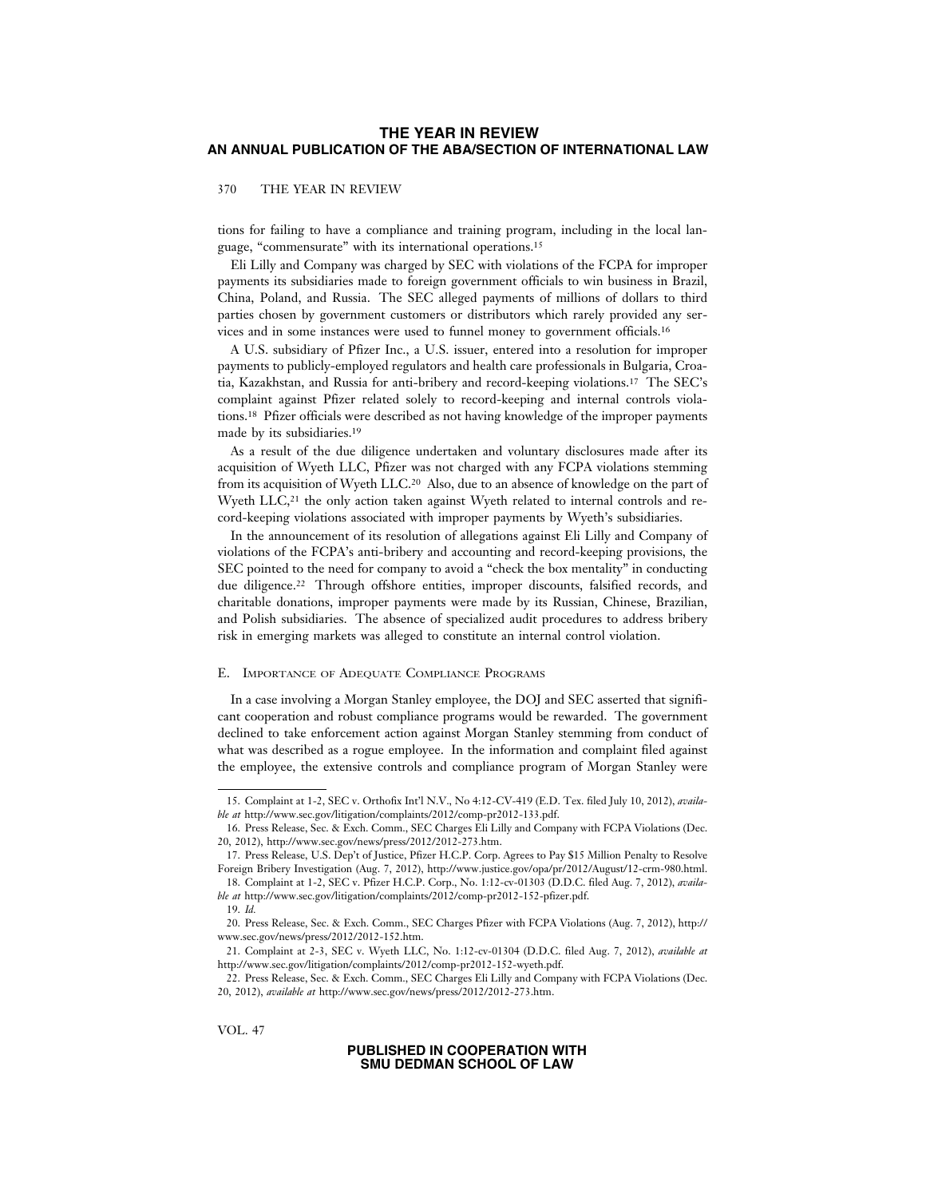tions for failing to have a compliance and training program, including in the local language, "commensurate" with its international operations.[15]

Eli Lilly and Company was charged by SEC with violations of the FCPA for improper payments its subsidiaries made to foreign government officials to win business in Brazil, China, Poland, and Russia. The SEC alleged payments of millions of dollars to third parties chosen by government customers or distributors which rarely provided any services and in some instances were used to funnel money to government officials.[16]

A U.S. subsidiary of Pfizer Inc., a U.S. issuer, entered into a resolution for improper payments to publicly-employed regulators and health care professionals in Bulgaria, Croatia, Kazakhstan, and Russia for anti-bribery and record-keeping violations.[17] The SEC's complaint against Pfizer related solely to record-keeping and internal controls violations.[18] Pfizer officials were described as not having knowledge of the improper payments made by its subsidiaries.[19]

As a result of the due diligence undertaken and voluntary disclosures made after its acquisition of Wyeth LLC, Pfizer was not charged with any FCPA violations stemming from its acquisition of Wyeth LLC.[20] Also, due to an absence of knowledge on the part of Wyeth LLC,[21] the only action taken against Wyeth related to internal controls and record-keeping violations associated with improper payments by Wyeth's subsidiaries.

In the announcement of its resolution of allegations against Eli Lilly and Company of violations of the FCPA's anti-bribery and accounting and record-keeping provisions, the SEC pointed to the need for company to avoid a "check the box mentality" in conducting due diligence.[22] Through offshore entities, improper discounts, falsified records, and charitable donations, improper payments were made by its Russian, Chinese, Brazilian, and Polish subsidiaries. The absence of specialized audit procedures to address bribery risk in emerging markets was alleged to constitute an internal control violation.

### E. Importance of Adequate Compliance Programs

In a case involving a Morgan Stanley employee, the DOJ and SEC asserted that significant cooperation and robust compliance programs would be rewarded. The government declined to take enforcement action against Morgan Stanley stemming from conduct of what was described as a rogue employee. In the information and complaint filed against the employee, the extensive controls and compliance program of Morgan Stanley were

---

15. Complaint at 1-2, SEC v. Orthofix Int'l N.V., No 4:12-CV-419 (E.D. Tex. filed July 10, 2012), *available at* http://www.sec.gov/litigation/complaints/2012/comp-pr2012-133.pdf.

16. Press Release, Sec. & Exch. Comm., SEC Charges Eli Lilly and Company with FCPA Violations (Dec. 20, 2012), http://www.sec.gov/news/press/2012/2012-273.htm.

17. Press Release, U.S. Dep't of Justice, Pfizer H.C.P. Corp. Agrees to Pay $15 Million Penalty to Resolve Foreign Bribery Investigation (Aug. 7, 2012), http://www.justice.gov/opa/pr/2012/August/12-crm-980.html.

18. Complaint at 1-2, SEC v. Pfizer H.C.P. Corp., No. 1:12-cv-01303 (D.D.C. filed Aug. 7, 2012), *available at* http://www.sec.gov/litigation/complaints/2012/comp-pr2012-152-pfizer.pdf.

19. *Id.*

20. Press Release, Sec. & Exch. Comm., SEC Charges Pfizer with FCPA Violations (Aug. 7, 2012), http://www.sec.gov/news/press/2012/2012-152.htm.

21. Complaint at 2-3, SEC v. Wyeth LLC, No. 1:12-cv-01304 (D.D.C. filed Aug. 7, 2012), *available at* http://www.sec.gov/litigation/complaints/2012/comp-pr2012-152-wyeth.pdf.

22. Press Release, Sec. & Exch. Comm., SEC Charges Eli Lilly and Company with FCPA Violations (Dec. 20, 2012), *available at* http://www.sec.gov/news/press/2012/2012-273.htm.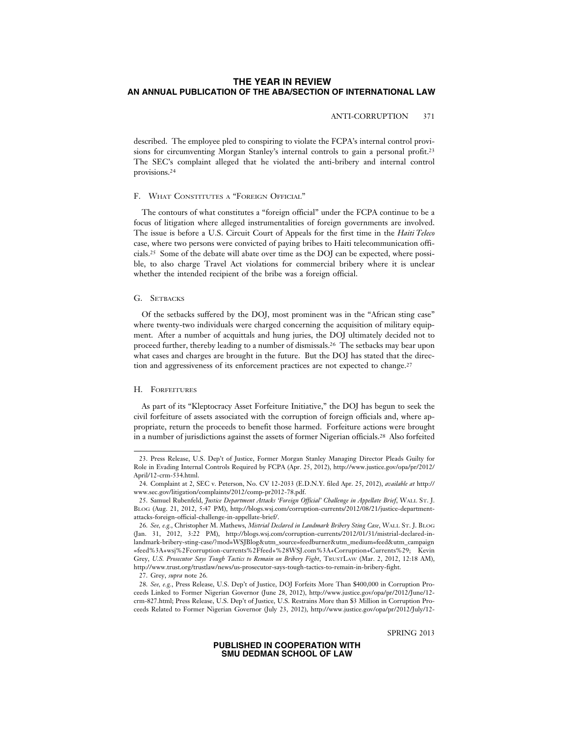described. The employee pled to conspiring to violate the FCPA's internal control provisions for circumventing Morgan Stanley's internal controls to gain a personal profit.[23] The SEC's complaint alleged that he violated the anti-bribery and internal control provisions.[24]

### F. What Constitutes a "Foreign Official"

The contours of what constitutes a "foreign official" under the FCPA continue to be a focus of litigation where alleged instrumentalities of foreign governments are involved. The issue is before a U.S. Circuit Court of Appeals for the first time in the *Haiti Teleco* case, where two persons were convicted of paying bribes to Haiti telecommunication officials.[25] Some of the debate will abate over time as the DOJ can be expected, where possible, to also charge Travel Act violations for commercial bribery where it is unclear whether the intended recipient of the bribe was a foreign official.

### G. Setbacks

Of the setbacks suffered by the DOJ, most prominent was in the "African sting case" where twenty-two individuals were charged concerning the acquisition of military equipment. After a number of acquittals and hung juries, the DOJ ultimately decided not to proceed further, thereby leading to a number of dismissals.[26] The setbacks may bear upon what cases and charges are brought in the future. But the DOJ has stated that the direction and aggressiveness of its enforcement practices are not expected to change.[27]

### H. Forfeitures

As part of its "Kleptocracy Asset Forfeiture Initiative," the DOJ has begun to seek the civil forfeiture of assets associated with the corruption of foreign officials and, where appropriate, return the proceeds to benefit those harmed. Forfeiture actions were brought in a number of jurisdictions against the assets of former Nigerian officials.[28] Also forfeited

---

23. Press Release, U.S. Dep't of Justice, Former Morgan Stanley Managing Director Pleads Guilty for Role in Evading Internal Controls Required by FCPA (Apr. 25, 2012), http://www.justice.gov/opa/pr/2012/April/12-crm-534.html.

24. Complaint at 2, SEC v. Peterson, No. CV 12-2033 (E.D.N.Y. filed Apr. 25, 2012), *available at* http://www.sec.gov/litigation/complaints/2012/comp-pr2012-78.pdf.

25. Samuel Rubenfeld, *Justice Department Attacks 'Foreign Official' Challenge in Appellate Brief*, Wall St. J. Blog (Aug. 21, 2012, 5:47 PM), http://blogs.wsj.com/corruption-currents/2012/08/21/justice-department-attacks-foreign-official-challenge-in-appellate-brief/.

26. *See, e.g.*, Christopher M. Mathews, *Mistrial Declared in Landmark Bribery Sting Case*, Wall St. J. Blog (Jan. 31, 2012, 3:22 PM), http://blogs.wsj.com/corruption-currents/2012/01/31/mistrial-declared-in-landmark-bribery-sting-case/?mod=WSJBlog&utm_source=feedburner&utm_medium=feed&utm_campaign=feed%3A+wsj%2Fcorruption-currents%2Ffeed+%28WSJ.com%3A+Corruption+Currents%29; Kevin Grey, *U.S. Prosecutor Says Tough Tactics to Remain on Bribery Fight*, TrustLaw (Mar. 2, 2012, 12:18 AM), http://www.trust.org/trustlaw/news/us-prosecutor-says-tough-tactics-to-remain-in-bribery-fight.

27. Grey, *supra* note 26.

28. *See, e.g.*, Press Release, U.S. Dep't of Justice, DOJ Forfeits More Than $400,000 in Corruption Proceeds Linked to Former Nigerian Governor (June 28, 2012), http://www.justice.gov/opa/pr/2012/June/12-crm-827.html; Press Release, U.S. Dep't of Justice, U.S. Restrains More than $3 Million in Corruption Proceeds Related to Former Nigerian Governor (July 23, 2012), http://www.justice.gov/opa/pr/2012/July/12-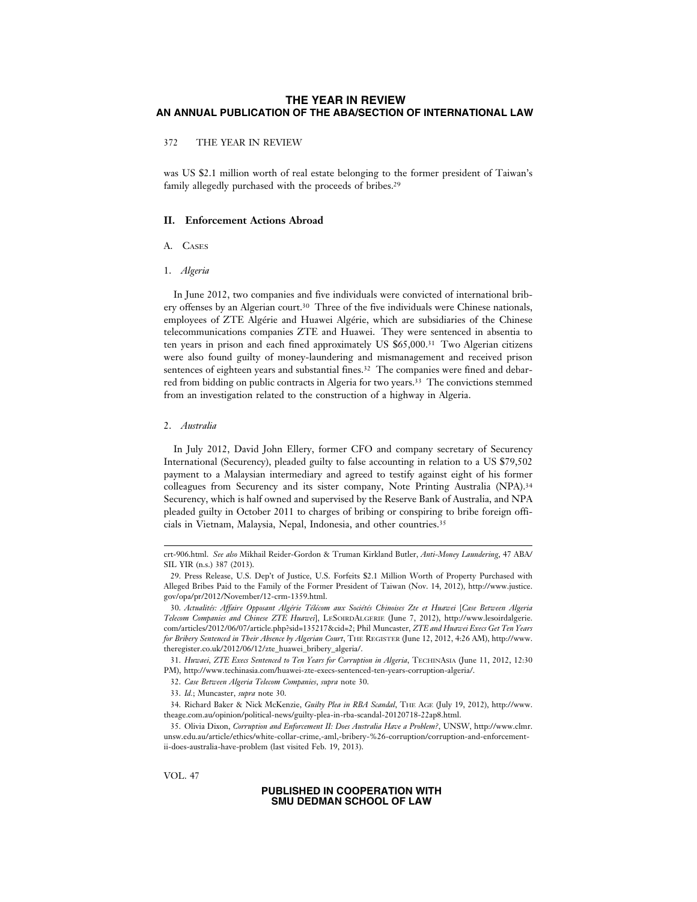was US $2.1 million worth of real estate belonging to the former president of Taiwan's family allegedly purchased with the proceeds of bribes.[29]

## II. Enforcement Actions Abroad

### A. Cases

#### 1. *Algeria*

In June 2012, two companies and five individuals were convicted of international bribery offenses by an Algerian court.[30] Three of the five individuals were Chinese nationals, employees of ZTE Algérie and Huawei Algérie, which are subsidiaries of the Chinese telecommunications companies ZTE and Huawei. They were sentenced in absentia to ten years in prison and each fined approximately US $65,000.[31] Two Algerian citizens were also found guilty of money-laundering and mismanagement and received prison sentences of eighteen years and substantial fines.[32] The companies were fined and debarred from bidding on public contracts in Algeria for two years.[33] The convictions stemmed from an investigation related to the construction of a highway in Algeria.

#### 2. *Australia*

In July 2012, David John Ellery, former CFO and company secretary of Securency International (Securency), pleaded guilty to false accounting in relation to a US $79,502 payment to a Malaysian intermediary and agreed to testify against eight of his former colleagues from Securency and its sister company, Note Printing Australia (NPA).[34] Securency, which is half owned and supervised by the Reserve Bank of Australia, and NPA pleaded guilty in October 2011 to charges of bribing or conspiring to bribe foreign officials in Vietnam, Malaysia, Nepal, Indonesia, and other countries.[35]

---

crt-906.html. *See also* Mikhail Reider-Gordon & Truman Kirkland Butler, *Anti-Money Laundering*, 47 ABA/SIL YIR (n.s.) 387 (2013).

29. Press Release, U.S. Dep't of Justice, U.S. Forfeits $2.1 Million Worth of Property Purchased with Alleged Bribes Paid to the Family of the Former President of Taiwan (Nov. 14, 2012), http://www.justice.gov/opa/pr/2012/November/12-crm-1359.html.

30. *Actualités: Affaire Opposant Algérie Télécom aux Sociétés Chinoises Zte et Huawei* [*Case Between Algeria Telecom Companies and Chinese ZTE Huawei*], LESOIRDALGERIE (June 7, 2012), http://www.lesoirdalgerie.com/articles/2012/06/07/article.php?sid=135217&cid=2; Phil Muncaster, *ZTE and Huawei Execs Get Ten Years for Bribery Sentenced in Their Absence by Algerian Court*, THE REGISTER (June 12, 2012, 4:26 AM), http://www.theregister.co.uk/2012/06/12/zte_huawei_bribery_algeria/.

31. *Huwaei, ZTE Execs Sentenced to Ten Years for Corruption in Algeria*, TECHINASIA (June 11, 2012, 12:30 PM), http://www.techinasia.com/huawei-zte-execs-sentenced-ten-years-corruption-algeria/.

32. *Case Between Algeria Telecom Companies*, *supra* note 30.

33. *Id.*; Muncaster, *supra* note 30.

34. Richard Baker & Nick McKenzie, *Guilty Plea in RBA Scandal*, THE AGE (July 19, 2012), http://www.theage.com.au/opinion/political-news/guilty-plea-in-rba-scandal-20120718-22ap8.html.

35. Olivia Dixon, *Corruption and Enforcement II: Does Australia Have a Problem?*, UNSW, http://www.clmr.unsw.edu.au/article/ethics/white-collar-crime,-aml,-bribery-%26-corruption/corruption-and-enforcement-ii-does-australia-have-problem (last visited Feb. 19, 2013).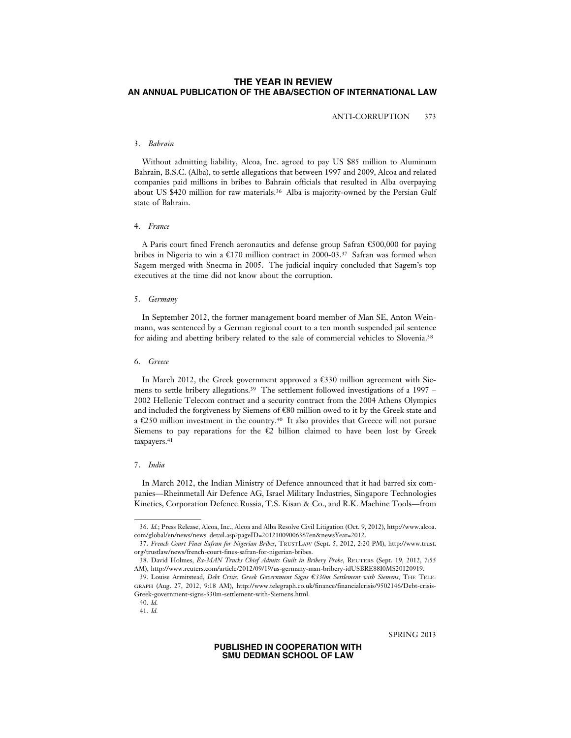### 3. *Bahrain*

Without admitting liability, Alcoa, Inc. agreed to pay US $85 million to Aluminum Bahrain, B.S.C. (Alba), to settle allegations that between 1997 and 2009, Alcoa and related companies paid millions in bribes to Bahrain officials that resulted in Alba overpaying about US $420 million for raw materials.[36] Alba is majority-owned by the Persian Gulf state of Bahrain.

### 4. *France*

A Paris court fined French aeronautics and defense group Safran €500,000 for paying bribes in Nigeria to win a €170 million contract in 2000-03.[37] Safran was formed when Sagem merged with Snecma in 2005. The judicial inquiry concluded that Sagem's top executives at the time did not know about the corruption.

### 5. *Germany*

In September 2012, the former management board member of Man SE, Anton Weinmann, was sentenced by a German regional court to a ten month suspended jail sentence for aiding and abetting bribery related to the sale of commercial vehicles to Slovenia.[38]

### 6. *Greece*

In March 2012, the Greek government approved a €330 million agreement with Siemens to settle bribery allegations.[39] The settlement followed investigations of a 1997 – 2002 Hellenic Telecom contract and a security contract from the 2004 Athens Olympics and included the forgiveness by Siemens of €80 million owed to it by the Greek state and a €250 million investment in the country.[40] It also provides that Greece will not pursue Siemens to pay reparations for the €2 billion claimed to have been lost by Greek taxpayers.[41]

### 7. *India*

In March 2012, the Indian Ministry of Defence announced that it had barred six companies—Rheinmetall Air Defence AG, Israel Military Industries, Singapore Technologies Kinetics, Corporation Defence Russia, T.S. Kisan & Co., and R.K. Machine Tools—from

---

36. *Id.*; Press Release, Alcoa, Inc., Alcoa and Alba Resolve Civil Litigation (Oct. 9, 2012), http://www.alcoa.com/global/en/news/news_detail.asp?pageID=20121009006367en&newsYear=2012.

37. *French Court Fines Safran for Nigerian Bribes*, TRUSTLAW (Sept. 5, 2012, 2:20 PM), http://www.trust.org/trustlaw/news/french-court-fines-safran-for-nigerian-bribes.

38. David Holmes, *Ex-MAN Trucks Chief Admits Guilt in Bribery Probe*, REUTERS (Sept. 19, 2012, 7:55 AM), http://www.reuters.com/article/2012/09/19/us-germany-man-bribery-idUSBRE88I0MS20120919.

39. Louise Armitstead, *Debt Crisis: Greek Government Signs €330m Settlement with Siemens*, THE TELEGRAPH (Aug. 27, 2012, 9:18 AM), http://www.telegraph.co.uk/finance/financialcrisis/9502146/Debt-crisis-Greek-government-signs-330m-settlement-with-Siemens.html.

40. *Id.*

41. *Id.*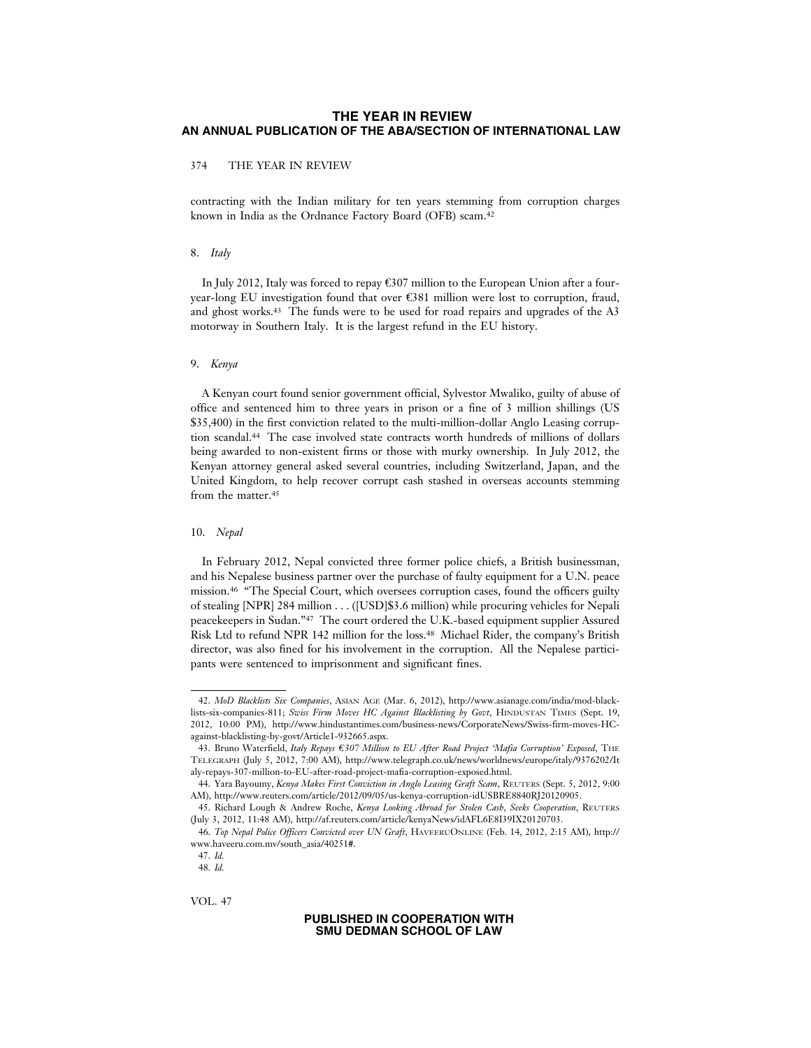contracting with the Indian military for ten years stemming from corruption charges known in India as the Ordnance Factory Board (OFB) scam.[42]

### 8. *Italy*

In July 2012, Italy was forced to repay €307 million to the European Union after a four-year-long EU investigation found that over €381 million were lost to corruption, fraud, and ghost works.[43] The funds were to be used for road repairs and upgrades of the A3 motorway in Southern Italy. It is the largest refund in the EU history.

### 9. *Kenya*

A Kenyan court found senior government official, Sylvestor Mwaliko, guilty of abuse of office and sentenced him to three years in prison or a fine of 3 million shillings (US $35,400) in the first conviction related to the multi-million-dollar Anglo Leasing corruption scandal.[44] The case involved state contracts worth hundreds of millions of dollars being awarded to non-existent firms or those with murky ownership. In July 2012, the Kenyan attorney general asked several countries, including Switzerland, Japan, and the United Kingdom, to help recover corrupt cash stashed in overseas accounts stemming from the matter.[45]

### 10. *Nepal*

In February 2012, Nepal convicted three former police chiefs, a British businessman, and his Nepalese business partner over the purchase of faulty equipment for a U.N. peace mission.[46] "The Special Court, which oversees corruption cases, found the officers guilty of stealing [NPR] 284 million . . . ([USD]$3.6 million) while procuring vehicles for Nepali peacekeepers in Sudan."[47] The court ordered the U.K.-based equipment supplier Assured Risk Ltd to refund NPR 142 million for the loss.[48] Michael Rider, the company's British director, was also fined for his involvement in the corruption. All the Nepalese participants were sentenced to imprisonment and significant fines.

---

42. *MoD Blacklists Six Companies*, ASIAN AGE (Mar. 6, 2012), http://www.asianage.com/india/mod-blacklists-six-companies-811; *Swiss Firm Moves HC Against Blacklisting by Govt*, HINDUSTAN TIMES (Sept. 19, 2012, 10:00 PM), http://www.hindustantimes.com/business-news/CorporateNews/Swiss-firm-moves-HC-against-blacklisting-by-govt/Article1-932665.aspx.

43. Bruno Waterfield, *Italy Repays €307 Million to EU After Road Project 'Mafia Corruption' Exposed*, THE TELEGRAPH (July 5, 2012, 7:00 AM), http://www.telegraph.co.uk/news/worldnews/europe/italy/9376202/Italy-repays-307-million-to-EU-after-road-project-mafia-corruption-exposed.html.

44. Yara Bayoumy, *Kenya Makes First Conviction in Anglo Leasing Graft Scam*, REUTERS (Sept. 5, 2012, 9:00 AM), http://www.reuters.com/article/2012/09/05/us-kenya-corruption-idUSBRE8840RJ20120905.

45. Richard Lough & Andrew Roche, *Kenya Looking Abroad for Stolen Cash, Seeks Cooperation*, REUTERS (July 3, 2012, 11:48 AM), http://af.reuters.com/article/kenyaNews/idAFL6E8I39IX20120703.

46. *Top Nepal Police Officers Convicted over UN Graft*, HAVEERUONLINE (Feb. 14, 2012, 2:15 AM), http://www.haveeru.com.mv/south_asia/40251#.

47. *Id.*

48. *Id.*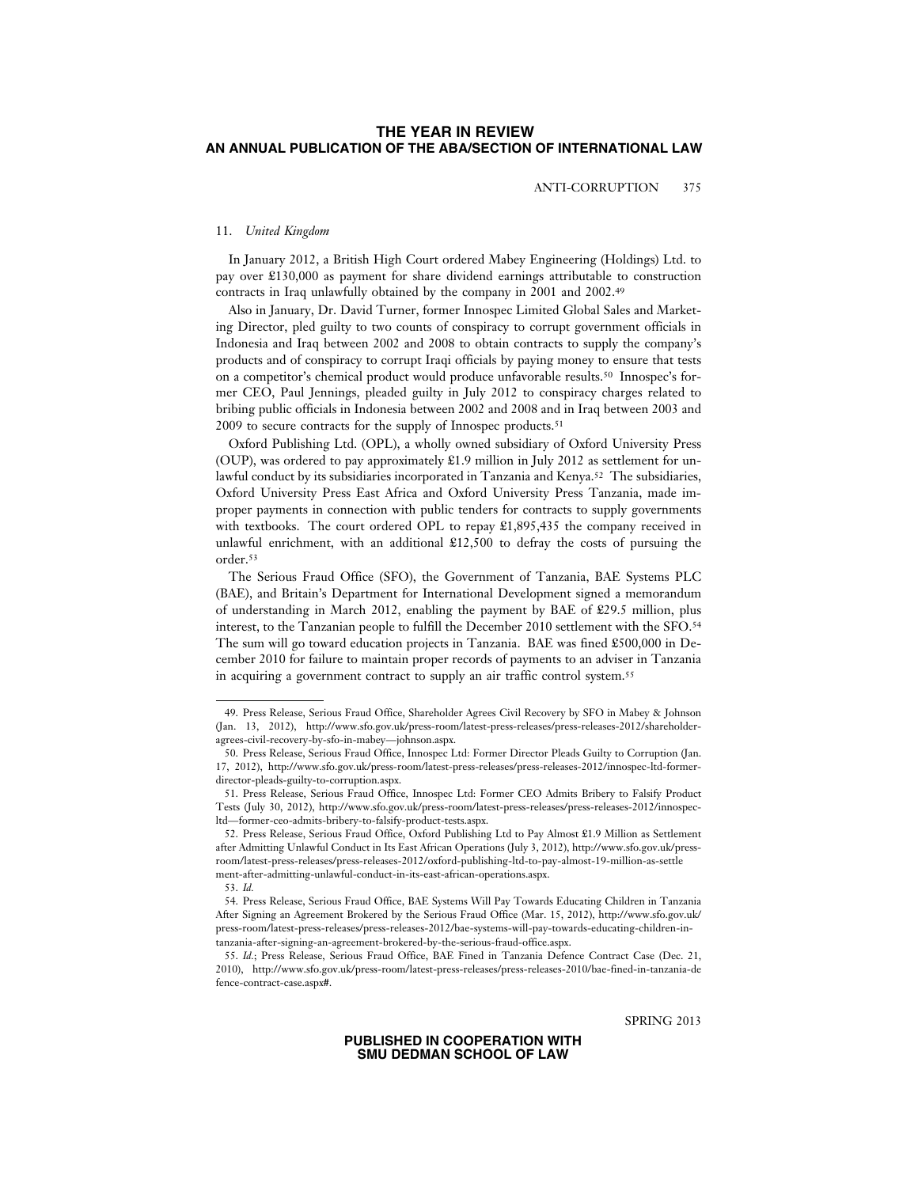#### 11. *United Kingdom*

In January 2012, a British High Court ordered Mabey Engineering (Holdings) Ltd. to pay over £130,000 as payment for share dividend earnings attributable to construction contracts in Iraq unlawfully obtained by the company in 2001 and 2002.[49]

Also in January, Dr. David Turner, former Innospec Limited Global Sales and Marketing Director, pled guilty to two counts of conspiracy to corrupt government officials in Indonesia and Iraq between 2002 and 2008 to obtain contracts to supply the company's products and of conspiracy to corrupt Iraqi officials by paying money to ensure that tests on a competitor's chemical product would produce unfavorable results.[50] Innospec's former CEO, Paul Jennings, pleaded guilty in July 2012 to conspiracy charges related to bribing public officials in Indonesia between 2002 and 2008 and in Iraq between 2003 and 2009 to secure contracts for the supply of Innospec products.[51]

Oxford Publishing Ltd. (OPL), a wholly owned subsidiary of Oxford University Press (OUP), was ordered to pay approximately £1.9 million in July 2012 as settlement for unlawful conduct by its subsidiaries incorporated in Tanzania and Kenya.[52] The subsidiaries, Oxford University Press East Africa and Oxford University Press Tanzania, made improper payments in connection with public tenders for contracts to supply governments with textbooks. The court ordered OPL to repay £1,895,435 the company received in unlawful enrichment, with an additional £12,500 to defray the costs of pursuing the order.[53]

The Serious Fraud Office (SFO), the Government of Tanzania, BAE Systems PLC (BAE), and Britain's Department for International Development signed a memorandum of understanding in March 2012, enabling the payment by BAE of £29.5 million, plus interest, to the Tanzanian people to fulfill the December 2010 settlement with the SFO.[54] The sum will go toward education projects in Tanzania. BAE was fined £500,000 in December 2010 for failure to maintain proper records of payments to an adviser in Tanzania in acquiring a government contract to supply an air traffic control system.[55]

---

49. Press Release, Serious Fraud Office, Shareholder Agrees Civil Recovery by SFO in Mabey & Johnson (Jan. 13, 2012), http://www.sfo.gov.uk/press-room/latest-press-releases/press-releases-2012/shareholder-agrees-civil-recovery-by-sfo-in-mabey—johnson.aspx.

50. Press Release, Serious Fraud Office, Innospec Ltd: Former Director Pleads Guilty to Corruption (Jan. 17, 2012), http://www.sfo.gov.uk/press-room/latest-press-releases/press-releases-2012/innospec-ltd-former-director-pleads-guilty-to-corruption.aspx.

51. Press Release, Serious Fraud Office, Innospec Ltd: Former CEO Admits Bribery to Falsify Product Tests (July 30, 2012), http://www.sfo.gov.uk/press-room/latest-press-releases/press-releases-2012/innospec-ltd—former-ceo-admits-bribery-to-falsify-product-tests.aspx.

52. Press Release, Serious Fraud Office, Oxford Publishing Ltd to Pay Almost £1.9 Million as Settlement after Admitting Unlawful Conduct in Its East African Operations (July 3, 2012), http://www.sfo.gov.uk/press-room/latest-press-releases/press-releases-2012/oxford-publishing-ltd-to-pay-almost-19-million-as-settlement-after-admitting-unlawful-conduct-in-its-east-african-operations.aspx.

53. *Id.*

54. Press Release, Serious Fraud Office, BAE Systems Will Pay Towards Educating Children in Tanzania After Signing an Agreement Brokered by the Serious Fraud Office (Mar. 15, 2012), http://www.sfo.gov.uk/press-room/latest-press-releases/press-releases-2012/bae-systems-will-pay-towards-educating-children-in-tanzania-after-signing-an-agreement-brokered-by-the-serious-fraud-office.aspx.

55. *Id.*; Press Release, Serious Fraud Office, BAE Fined in Tanzania Defence Contract Case (Dec. 21, 2010), http://www.sfo.gov.uk/press-room/latest-press-releases/press-releases-2010/bae-fined-in-tanzania-defence-contract-case.aspx#.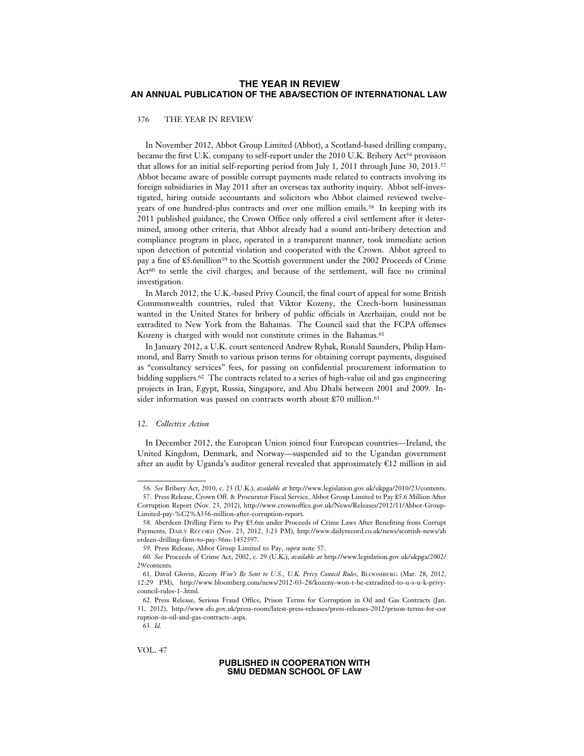In November 2012, Abbot Group Limited (Abbot), a Scotland-based drilling company, became the first U.K. company to self-report under the 2010 U.K. Bribery Act[56] provision that allows for an initial self-reporting period from July 1, 2011 through June 30, 2013.[57] Abbot became aware of possible corrupt payments made related to contracts involving its foreign subsidiaries in May 2011 after an overseas tax authority inquiry. Abbot self-investigated, hiring outside accountants and solicitors who Abbot claimed reviewed twelve-years of one hundred-plus contracts and over one million emails.[58] In keeping with its 2011 published guidance, the Crown Office only offered a civil settlement after it determined, among other criteria, that Abbot already had a sound anti-bribery detection and compliance program in place, operated in a transparent manner, took immediate action upon detection of potential violation and cooperated with the Crown. Abbot agreed to pay a fine of £5.6million[59] to the Scottish government under the 2002 Proceeds of Crime Act[60] to settle the civil charges; and because of the settlement, will face no criminal investigation.

In March 2012, the U.K.-based Privy Council, the final court of appeal for some British Commonwealth countries, ruled that Viktor Kozeny, the Czech-born businessman wanted in the United States for bribery of public officials in Azerbaijan, could not be extradited to New York from the Bahamas. The Council said that the FCPA offenses Kozeny is charged with would not constitute crimes in the Bahamas.[61]

In January 2012, a U.K. court sentenced Andrew Rybak, Ronald Saunders, Philip Hammond, and Barry Smith to various prison terms for obtaining corrupt payments, disguised as "consultancy services" fees, for passing on confidential procurement information to bidding suppliers.[62] The contracts related to a series of high-value oil and gas engineering projects in Iran, Egypt, Russia, Singapore, and Abu Dhabi between 2001 and 2009. Insider information was passed on contracts worth about £70 million.[63]

### 12. *Collective Action*

In December 2012, the European Union joined four European countries—Ireland, the United Kingdom, Denmark, and Norway—suspended aid to the Ugandan government after an audit by Uganda's auditor general revealed that approximately €12 million in aid

---

56. *See* Bribery Act, 2010, c. 23 (U.K.), *available at* http://www.legislation.gov.uk/ukpga/2010/23/contents.

57. Press Release, Crown Off. & Procurator Fiscal Service, Abbot Group Limited to Pay £5.6 Million After Corruption Report (Nov. 23, 2012), http://www.crownoffice.gov.uk/News/Releases/2012/11/Abbot-Group-Limited-pay-%C2%A356-million-after-corruption-report.

58. Aberdeen Drilling Firm to Pay £5.6m under Proceeds of Crime Laws After Benefiting from Corrupt Payments, DAILY RECORD (Nov. 23, 2012, 3:23 PM), http://www.dailyrecord.co.uk/news/scottish-news/aberdeen-drilling-firm-to-pay-56m-1452597.

59. Press Release, Abbot Group Limited to Pay, *supra* note 57.

60. *See* Proceeds of Crime Act, 2002, c. 29 (U.K.), *available at* http://www.legislation.gov.uk/ukpga/2002/29/contents.

61. David Glovin, *Kozeny Won't Be Sent to U.S., U.K. Privy Council Rules*, BLOOMBERG (Mar. 28, 2012, 12:29 PM), http://www.bloomberg.com/news/2012-03-28/kozeny-won-t-be-extradited-to-u-s-u-k-privy-council-rules-1-.html.

62. Press Release, Serious Fraud Office, Prison Terms for Corruption in Oil and Gas Contracts (Jan. 31, 2012), http://www.sfo.gov.uk/press-room/latest-press-releases/press-releases-2012/prison-terms-for-corruption-in-oil-and-gas-contracts-.aspx.

63. *Id.*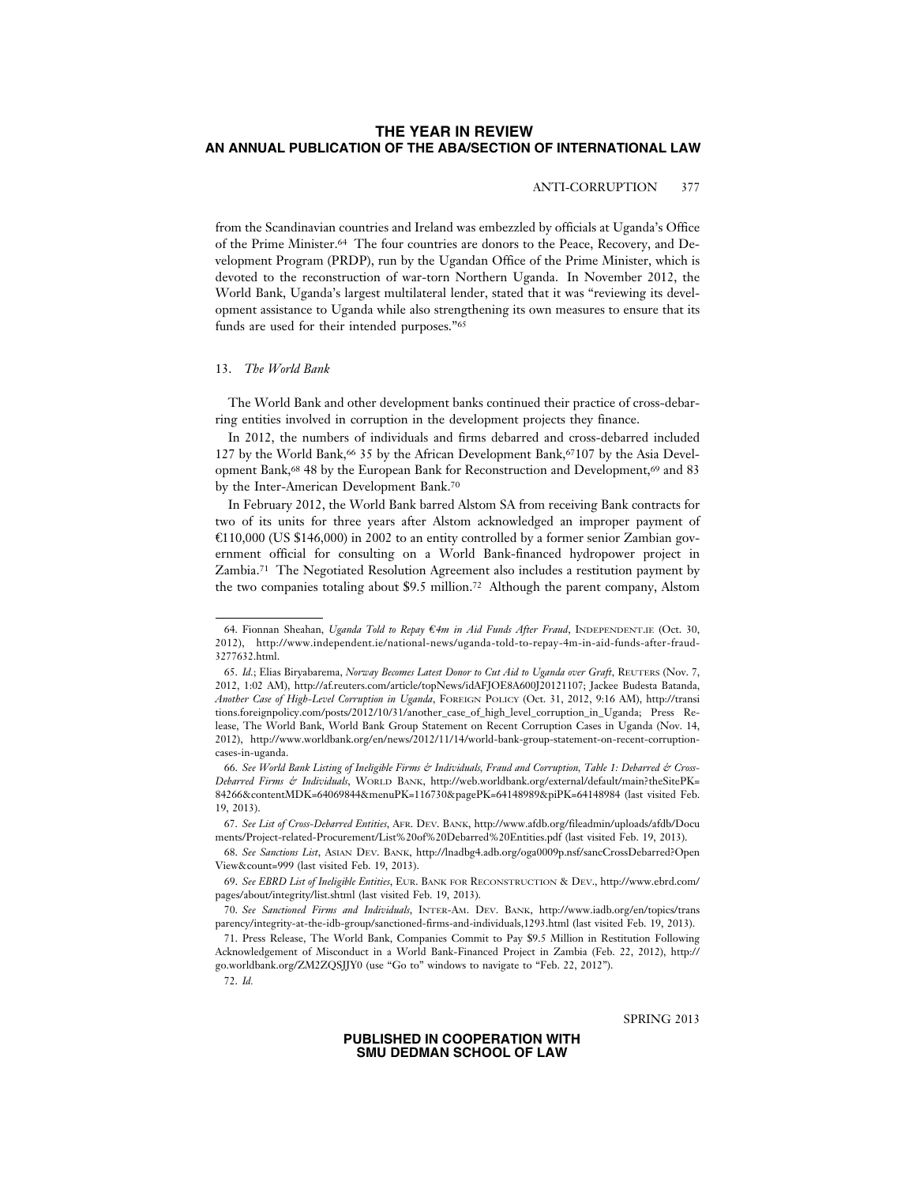from the Scandinavian countries and Ireland was embezzled by officials at Uganda's Office of the Prime Minister.[64] The four countries are donors to the Peace, Recovery, and Development Program (PRDP), run by the Ugandan Office of the Prime Minister, which is devoted to the reconstruction of war-torn Northern Uganda. In November 2012, the World Bank, Uganda's largest multilateral lender, stated that it was "reviewing its development assistance to Uganda while also strengthening its own measures to ensure that its funds are used for their intended purposes."[65]

### 13. *The World Bank*

The World Bank and other development banks continued their practice of cross-debarring entities involved in corruption in the development projects they finance.

In 2012, the numbers of individuals and firms debarred and cross-debarred included 127 by the World Bank,[66] 35 by the African Development Bank,[67] 107 by the Asia Development Bank,[68] 48 by the European Bank for Reconstruction and Development,[69] and 83 by the Inter-American Development Bank.[70]

In February 2012, the World Bank barred Alstom SA from receiving Bank contracts for two of its units for three years after Alstom acknowledged an improper payment of €110,000 (US $146,000) in 2002 to an entity controlled by a former senior Zambian government official for consulting on a World Bank-financed hydropower project in Zambia.[71] The Negotiated Resolution Agreement also includes a restitution payment by the two companies totaling about $9.5 million.[72] Although the parent company, Alstom

---

64. Fionnan Sheahan, *Uganda Told to Repay €4m in Aid Funds After Fraud*, INDEPENDENT.IE (Oct. 30, 2012), http://www.independent.ie/national-news/uganda-told-to-repay-4m-in-aid-funds-after-fraud-3277632.html.

65. *Id.*; Elias Biryabarema, *Norway Becomes Latest Donor to Cut Aid to Uganda over Graft*, REUTERS (Nov. 7, 2012, 1:02 AM), http://af.reuters.com/article/topNews/idAFJOE8A600J20121107; Jackee Budesta Batanda, *Another Case of High-Level Corruption in Uganda*, FOREIGN POLICY (Oct. 31, 2012, 9:16 AM), http://transitions.foreignpolicy.com/posts/2012/10/31/another_case_of_high_level_corruption_in_Uganda; Press Release, The World Bank, World Bank Group Statement on Recent Corruption Cases in Uganda (Nov. 14, 2012), http://www.worldbank.org/en/news/2012/11/14/world-bank-group-statement-on-recent-corruption-cases-in-uganda.

66. *See World Bank Listing of Ineligible Firms & Individuals, Fraud and Corruption, Table 1: Debarred & Cross-Debarred Firms & Individuals*, WORLD BANK, http://web.worldbank.org/external/default/main?theSitePK=84266&contentMDK=64069844&menuPK=116730&pagePK=64148989&piPK=64148984 (last visited Feb. 19, 2013).

67. *See List of Cross-Debarred Entities*, AFR. DEV. BANK, http://www.afdb.org/fileadmin/uploads/afdb/Documents/Project-related-Procurement/List%20of%20Debarred%20Entities.pdf (last visited Feb. 19, 2013).

68. *See Sanctions List*, ASIAN DEV. BANK, http://lnadbg4.adb.org/oga0009p.nsf/sancCrossDebarred?OpenView&count=999 (last visited Feb. 19, 2013).

69. *See EBRD List of Ineligible Entities*, EUR. BANK FOR RECONSTRUCTION & DEV., http://www.ebrd.com/pages/about/integrity/list.shtml (last visited Feb. 19, 2013).

70. *See Sanctioned Firms and Individuals*, INTER-AM. DEV. BANK, http://www.iadb.org/en/topics/transparency/integrity-at-the-idb-group/sanctioned-firms-and-individuals,1293.html (last visited Feb. 19, 2013).

71. Press Release, The World Bank, Companies Commit to Pay $9.5 Million in Restitution Following Acknowledgement of Misconduct in a World Bank-Financed Project in Zambia (Feb. 22, 2012), http://go.worldbank.org/ZM2ZQSJJY0 (use "Go to" windows to navigate to "Feb. 22, 2012").

72. *Id.*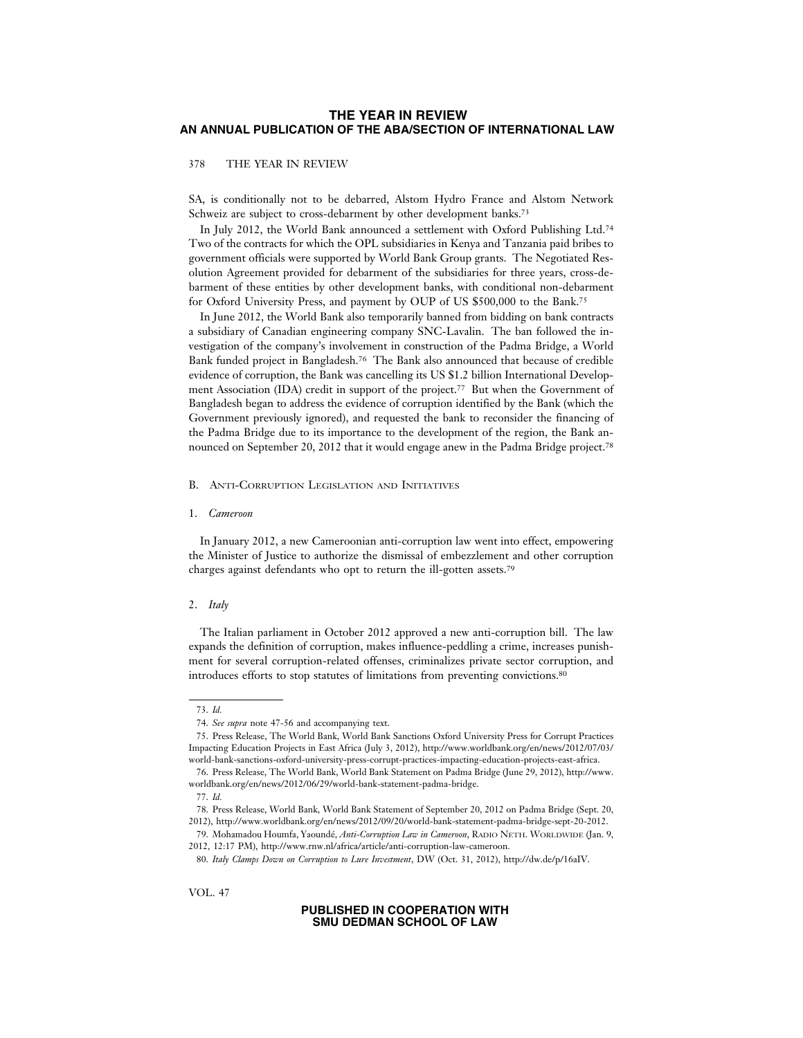SA, is conditionally not to be debarred, Alstom Hydro France and Alstom Network Schweiz are subject to cross-debarment by other development banks.[73]

In July 2012, the World Bank announced a settlement with Oxford Publishing Ltd.[74] Two of the contracts for which the OPL subsidiaries in Kenya and Tanzania paid bribes to government officials were supported by World Bank Group grants. The Negotiated Resolution Agreement provided for debarment of the subsidiaries for three years, cross-debarment of these entities by other development banks, with conditional non-debarment for Oxford University Press, and payment by OUP of US $500,000 to the Bank.[75]

In June 2012, the World Bank also temporarily banned from bidding on bank contracts a subsidiary of Canadian engineering company SNC-Lavalin. The ban followed the investigation of the company's involvement in construction of the Padma Bridge, a World Bank funded project in Bangladesh.[76] The Bank also announced that because of credible evidence of corruption, the Bank was cancelling its US $1.2 billion International Development Association (IDA) credit in support of the project.[77] But when the Government of Bangladesh began to address the evidence of corruption identified by the Bank (which the Government previously ignored), and requested the bank to reconsider the financing of the Padma Bridge due to its importance to the development of the region, the Bank announced on September 20, 2012 that it would engage anew in the Padma Bridge project.[78]

## B. Anti-Corruption Legislation and Initiatives

### 1. *Cameroon*

In January 2012, a new Cameroonian anti-corruption law went into effect, empowering the Minister of Justice to authorize the dismissal of embezzlement and other corruption charges against defendants who opt to return the ill-gotten assets.[79]

### 2. *Italy*

The Italian parliament in October 2012 approved a new anti-corruption bill. The law expands the definition of corruption, makes influence-peddling a crime, increases punishment for several corruption-related offenses, criminalizes private sector corruption, and introduces efforts to stop statutes of limitations from preventing convictions.[80]

---

73. *Id.*

74. *See supra* note 47-56 and accompanying text.

75. Press Release, The World Bank, World Bank Sanctions Oxford University Press for Corrupt Practices Impacting Education Projects in East Africa (July 3, 2012), http://www.worldbank.org/en/news/2012/07/03/world-bank-sanctions-oxford-university-press-corrupt-practices-impacting-education-projects-east-africa.

76. Press Release, The World Bank, World Bank Statement on Padma Bridge (June 29, 2012), http://www.worldbank.org/en/news/2012/06/29/world-bank-statement-padma-bridge.

77. *Id.*

78. Press Release, World Bank, World Bank Statement of September 20, 2012 on Padma Bridge (Sept. 20, 2012), http://www.worldbank.org/en/news/2012/09/20/world-bank-statement-padma-bridge-sept-20-2012.

79. Mohamadou Houmfa, Yaoundé, *Anti-Corruption Law in Cameroon*, Radio Neth. Worldwide (Jan. 9, 2012, 12:17 PM), http://www.rnw.nl/africa/article/anti-corruption-law-cameroon.

80. *Italy Clamps Down on Corruption to Lure Investment*, DW (Oct. 31, 2012), http://dw.de/p/16aIV.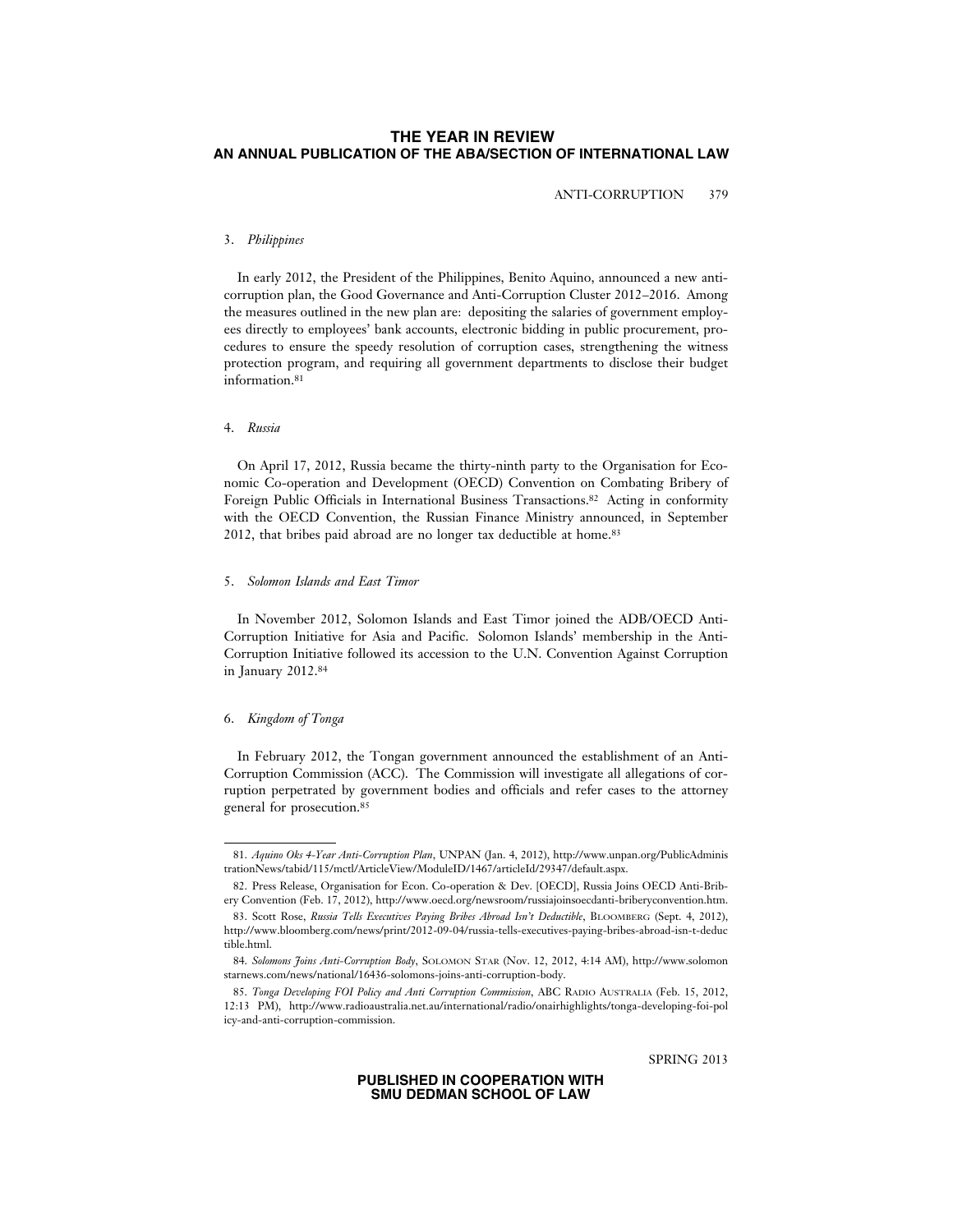### 3. *Philippines*

In early 2012, the President of the Philippines, Benito Aquino, announced a new anti-corruption plan, the Good Governance and Anti-Corruption Cluster 2012–2016. Among the measures outlined in the new plan are: depositing the salaries of government employees directly to employees' bank accounts, electronic bidding in public procurement, procedures to ensure the speedy resolution of corruption cases, strengthening the witness protection program, and requiring all government departments to disclose their budget information.[81]

### 4. *Russia*

On April 17, 2012, Russia became the thirty-ninth party to the Organisation for Economic Co-operation and Development (OECD) Convention on Combating Bribery of Foreign Public Officials in International Business Transactions.[82] Acting in conformity with the OECD Convention, the Russian Finance Ministry announced, in September 2012, that bribes paid abroad are no longer tax deductible at home.[83]

### 5. *Solomon Islands and East Timor*

In November 2012, Solomon Islands and East Timor joined the ADB/OECD Anti-Corruption Initiative for Asia and Pacific. Solomon Islands' membership in the Anti-Corruption Initiative followed its accession to the U.N. Convention Against Corruption in January 2012.[84]

### 6. *Kingdom of Tonga*

In February 2012, the Tongan government announced the establishment of an Anti-Corruption Commission (ACC). The Commission will investigate all allegations of corruption perpetrated by government bodies and officials and refer cases to the attorney general for prosecution.[85]

---

81. *Aquino Oks 4-Year Anti-Corruption Plan*, UNPAN (Jan. 4, 2012), http://www.unpan.org/PublicAdministrationNews/tabid/115/mctl/ArticleView/ModuleID/1467/articleId/29347/default.aspx.

82. Press Release, Organisation for Econ. Co-operation & Dev. [OECD], Russia Joins OECD Anti-Bribery Convention (Feb. 17, 2012), http://www.oecd.org/newsroom/russiajoinsoecdanti-briberyconvention.htm.

83. Scott Rose, *Russia Tells Executives Paying Bribes Abroad Isn't Deductible*, BLOOMBERG (Sept. 4, 2012), http://www.bloomberg.com/news/print/2012-09-04/russia-tells-executives-paying-bribes-abroad-isn-t-deductible.html.

84. *Solomons Joins Anti-Corruption Body*, SOLOMON STAR (Nov. 12, 2012, 4:14 AM), http://www.solomonstarnews.com/news/national/16436-solomons-joins-anti-corruption-body.

85. *Tonga Developing FOI Policy and Anti Corruption Commission*, ABC RADIO AUSTRALIA (Feb. 15, 2012, 12:13 PM), http://www.radioaustralia.net.au/international/radio/onairhighlights/tonga-developing-foi-policy-and-anti-corruption-commission.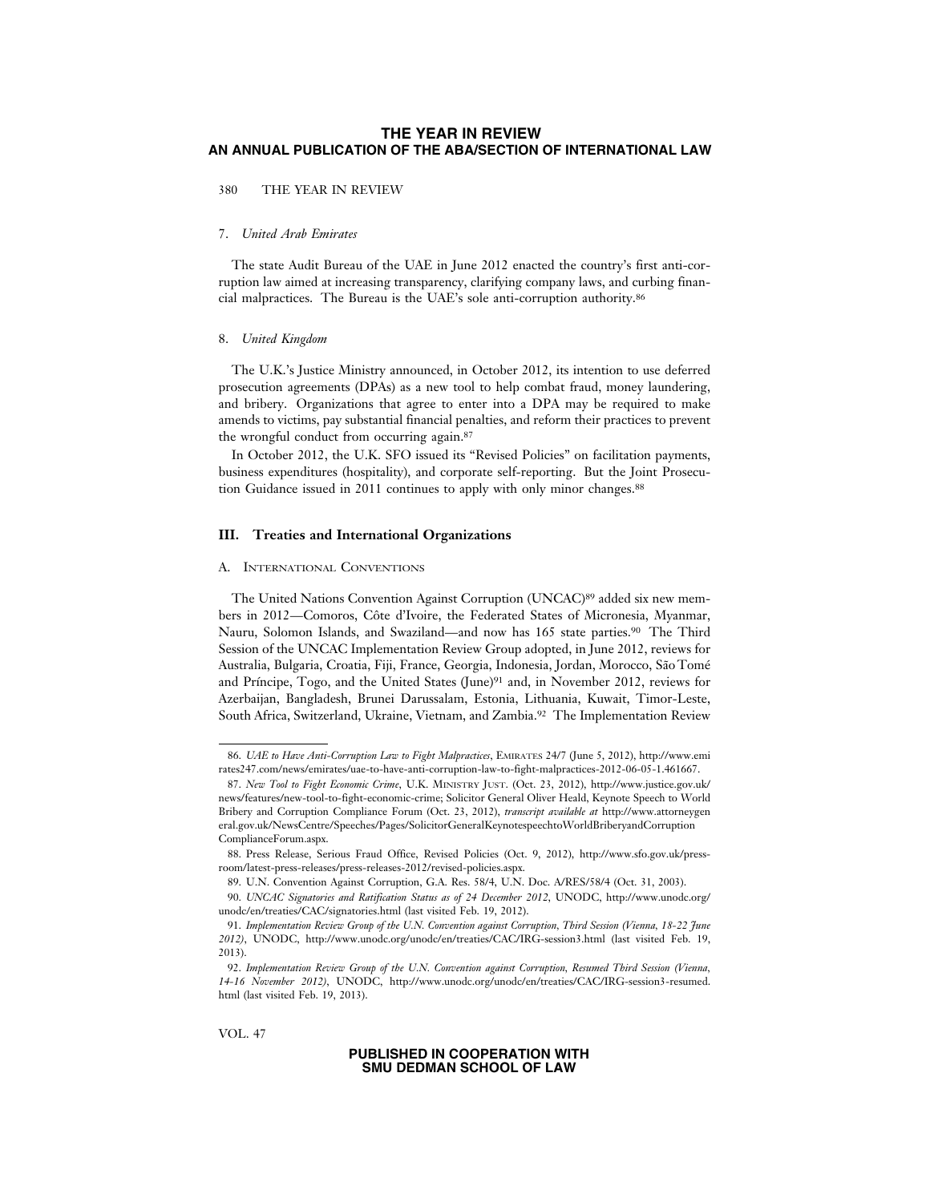#### 7. *United Arab Emirates*

The state Audit Bureau of the UAE in June 2012 enacted the country's first anti-corruption law aimed at increasing transparency, clarifying company laws, and curbing financial malpractices. The Bureau is the UAE's sole anti-corruption authority.[86]

#### 8. *United Kingdom*

The U.K.'s Justice Ministry announced, in October 2012, its intention to use deferred prosecution agreements (DPAs) as a new tool to help combat fraud, money laundering, and bribery. Organizations that agree to enter into a DPA may be required to make amends to victims, pay substantial financial penalties, and reform their practices to prevent the wrongful conduct from occurring again.[87]

In October 2012, the U.K. SFO issued its "Revised Policies" on facilitation payments, business expenditures (hospitality), and corporate self-reporting. But the Joint Prosecution Guidance issued in 2011 continues to apply with only minor changes.[88]

## III. Treaties and International Organizations

### A. International Conventions

The United Nations Convention Against Corruption (UNCAC)[89] added six new members in 2012—Comoros, Côte d'Ivoire, the Federated States of Micronesia, Myanmar, Nauru, Solomon Islands, and Swaziland—and now has 165 state parties.[90] The Third Session of the UNCAC Implementation Review Group adopted, in June 2012, reviews for Australia, Bulgaria, Croatia, Fiji, France, Georgia, Indonesia, Jordan, Morocco, São Tomé and Príncipe, Togo, and the United States (June)[91] and, in November 2012, reviews for Azerbaijan, Bangladesh, Brunei Darussalam, Estonia, Lithuania, Kuwait, Timor-Leste, South Africa, Switzerland, Ukraine, Vietnam, and Zambia.[92] The Implementation Review

---

86. *UAE to Have Anti-Corruption Law to Fight Malpractices*, EMIRATES 24/7 (June 5, 2012), http://www.emirates247.com/news/emirates/uae-to-have-anti-corruption-law-to-fight-malpractices-2012-06-05-1.461667.

87. *New Tool to Fight Economic Crime*, U.K. MINISTRY JUST. (Oct. 23, 2012), http://www.justice.gov.uk/news/features/new-tool-to-fight-economic-crime; Solicitor General Oliver Heald, Keynote Speech to World Bribery and Corruption Compliance Forum (Oct. 23, 2012), *transcript available at* http://www.attorneygeneral.gov.uk/NewsCentre/Speeches/Pages/SolicitorGeneralKeynotespeechtoWorldBriberyandCorruptionComplianceForum.aspx.

88. Press Release, Serious Fraud Office, Revised Policies (Oct. 9, 2012), http://www.sfo.gov.uk/press-room/latest-press-releases/press-releases-2012/revised-policies.aspx.

89. U.N. Convention Against Corruption, G.A. Res. 58/4, U.N. Doc. A/RES/58/4 (Oct. 31, 2003).

90. *UNCAC Signatories and Ratification Status as of 24 December 2012*, UNODC, http://www.unodc.org/unodc/en/treaties/CAC/signatories.html (last visited Feb. 19, 2012).

91. *Implementation Review Group of the U.N. Convention against Corruption, Third Session (Vienna, 18-22 June 2012)*, UNODC, http://www.unodc.org/unodc/en/treaties/CAC/IRG-session3.html (last visited Feb. 19, 2013).

92. *Implementation Review Group of the U.N. Convention against Corruption, Resumed Third Session (Vienna, 14-16 November 2012)*, UNODC, http://www.unodc.org/unodc/en/treaties/CAC/IRG-session3-resumed.html (last visited Feb. 19, 2013).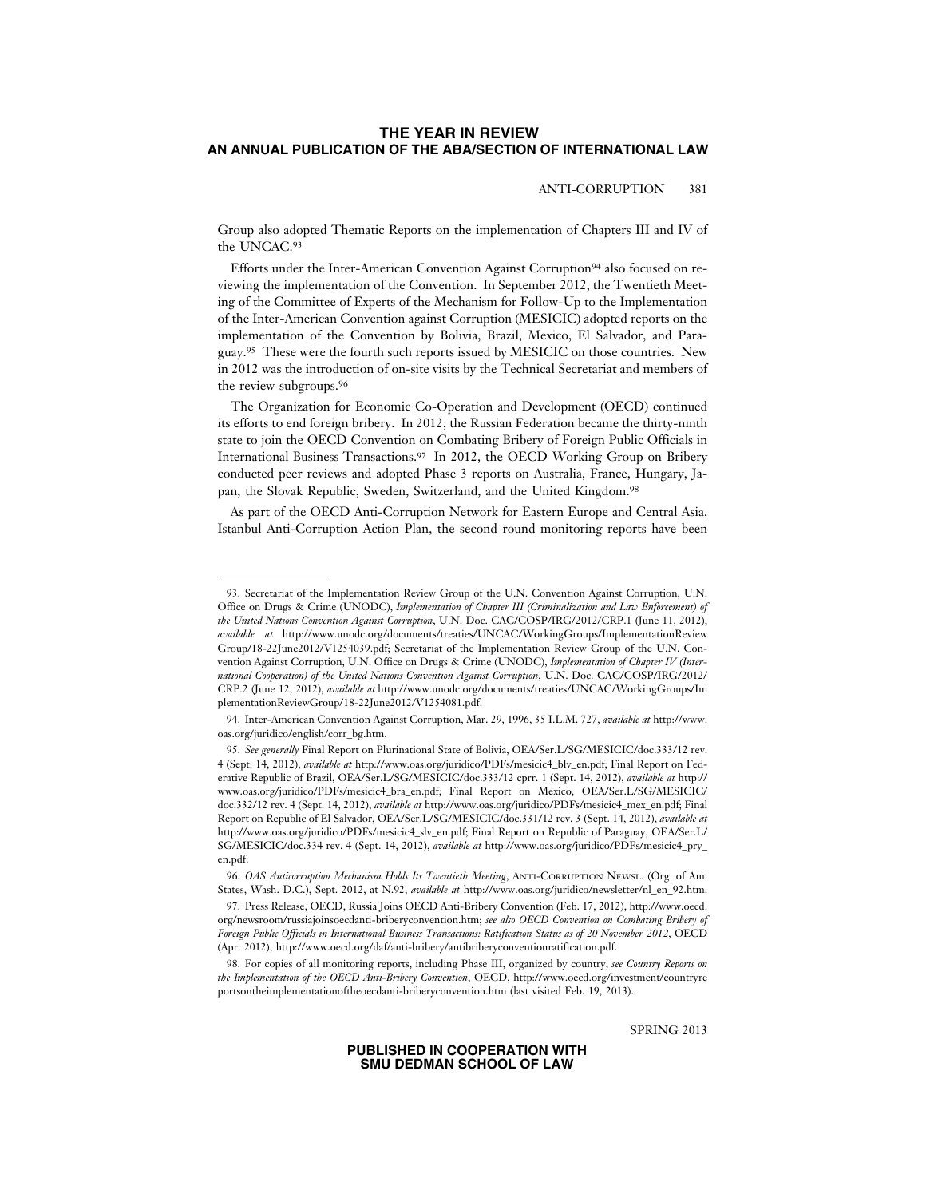Group also adopted Thematic Reports on the implementation of Chapters III and IV of the UNCAC.[93]

Efforts under the Inter-American Convention Against Corruption[94] also focused on reviewing the implementation of the Convention. In September 2012, the Twentieth Meeting of the Committee of Experts of the Mechanism for Follow-Up to the Implementation of the Inter-American Convention against Corruption (MESICIC) adopted reports on the implementation of the Convention by Bolivia, Brazil, Mexico, El Salvador, and Paraguay.[95] These were the fourth such reports issued by MESICIC on those countries. New in 2012 was the introduction of on-site visits by the Technical Secretariat and members of the review subgroups.[96]

The Organization for Economic Co-Operation and Development (OECD) continued its efforts to end foreign bribery. In 2012, the Russian Federation became the thirty-ninth state to join the OECD Convention on Combating Bribery of Foreign Public Officials in International Business Transactions.[97] In 2012, the OECD Working Group on Bribery conducted peer reviews and adopted Phase 3 reports on Australia, France, Hungary, Japan, the Slovak Republic, Sweden, Switzerland, and the United Kingdom.[98]

As part of the OECD Anti-Corruption Network for Eastern Europe and Central Asia, Istanbul Anti-Corruption Action Plan, the second round monitoring reports have been

---

93. Secretariat of the Implementation Review Group of the U.N. Convention Against Corruption, U.N. Office on Drugs & Crime (UNODC), *Implementation of Chapter III (Criminalization and Law Enforcement) of the United Nations Convention Against Corruption*, U.N. Doc. CAC/COSP/IRG/2012/CRP.1 (June 11, 2012), *available at* http://www.unodc.org/documents/treaties/UNCAC/WorkingGroups/ImplementationReview Group/18-22June2012/V1254039.pdf; Secretariat of the Implementation Review Group of the U.N. Convention Against Corruption, U.N. Office on Drugs & Crime (UNODC), *Implementation of Chapter IV (International Cooperation) of the United Nations Convention Against Corruption*, U.N. Doc. CAC/COSP/IRG/2012/CRP.2 (June 12, 2012), *available at* http://www.unodc.org/documents/treaties/UNCAC/WorkingGroups/ImplementationReviewGroup/18-22June2012/V1254081.pdf.

94. Inter-American Convention Against Corruption, Mar. 29, 1996, 35 I.L.M. 727, *available at* http://www.oas.org/juridico/english/corr_bg.htm.

95. *See generally* Final Report on Plurinational State of Bolivia, OEA/Ser.L/SG/MESICIC/doc.333/12 rev. 4 (Sept. 14, 2012), *available at* http://www.oas.org/juridico/PDFs/mesicic4_blv_en.pdf; Final Report on Federative Republic of Brazil, OEA/Ser.L/SG/MESICIC/doc.333/12 cprr. 1 (Sept. 14, 2012), *available at* http://www.oas.org/juridico/PDFs/mesicic4_bra_en.pdf; Final Report on Mexico, OEA/Ser.L/SG/MESICIC/doc.332/12 rev. 4 (Sept. 14, 2012), *available at* http://www.oas.org/juridico/PDFs/mesicic4_mex_en.pdf; Final Report on Republic of El Salvador, OEA/Ser.L/SG/MESICIC/doc.331/12 rev. 3 (Sept. 14, 2012), *available at* http://www.oas.org/juridico/PDFs/mesicic4_slv_en.pdf; Final Report on Republic of Paraguay, OEA/Ser.L/SG/MESICIC/doc.334 rev. 4 (Sept. 14, 2012), *available at* http://www.oas.org/juridico/PDFs/mesicic4_pry_en.pdf.

96. *OAS Anticorruption Mechanism Holds Its Twentieth Meeting*, ANTI-CORRUPTION NEWSL. (Org. of Am. States, Wash. D.C.), Sept. 2012, at N.92, *available at* http://www.oas.org/juridico/newsletter/nl_en_92.htm.

97. Press Release, OECD, Russia Joins OECD Anti-Bribery Convention (Feb. 17, 2012), http://www.oecd.org/newsroom/russiajoinsoecdanti-briberyconvention.htm; *see also OECD Convention on Combating Bribery of Foreign Public Officials in International Business Transactions: Ratification Status as of 20 November 2012*, OECD (Apr. 2012), http://www.oecd.org/daf/anti-bribery/antibriberyconventionratification.pdf.

98. For copies of all monitoring reports, including Phase III, organized by country, *see Country Reports on the Implementation of the OECD Anti-Bribery Convention*, OECD, http://www.oecd.org/investment/countryreportsontheimplementationoftheoecdanti-briberyconvention.htm (last visited Feb. 19, 2013).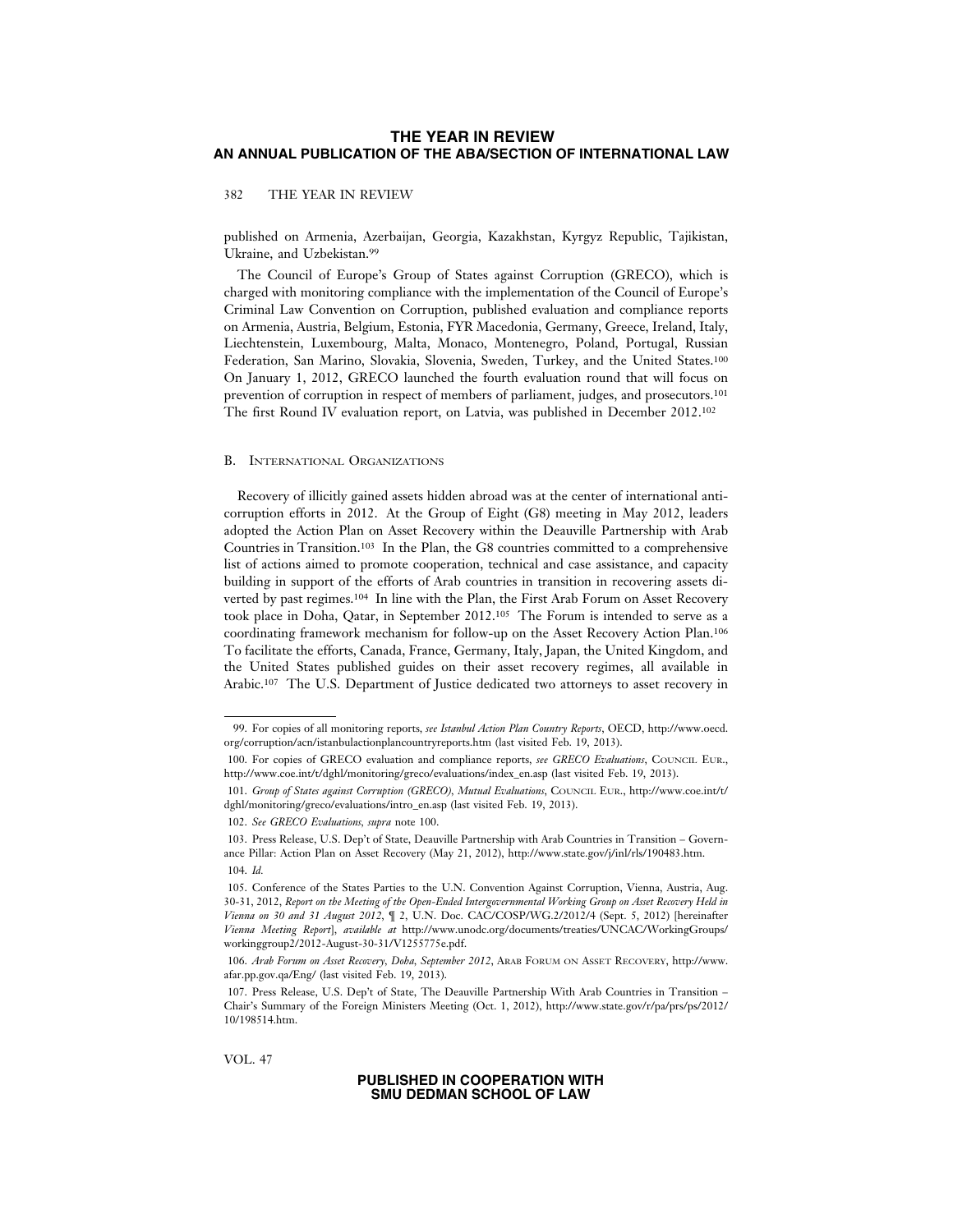published on Armenia, Azerbaijan, Georgia, Kazakhstan, Kyrgyz Republic, Tajikistan, Ukraine, and Uzbekistan.[99]

The Council of Europe's Group of States against Corruption (GRECO), which is charged with monitoring compliance with the implementation of the Council of Europe's Criminal Law Convention on Corruption, published evaluation and compliance reports on Armenia, Austria, Belgium, Estonia, FYR Macedonia, Germany, Greece, Ireland, Italy, Liechtenstein, Luxembourg, Malta, Monaco, Montenegro, Poland, Portugal, Russian Federation, San Marino, Slovakia, Slovenia, Sweden, Turkey, and the United States.[100] On January 1, 2012, GRECO launched the fourth evaluation round that will focus on prevention of corruption in respect of members of parliament, judges, and prosecutors.[101] The first Round IV evaluation report, on Latvia, was published in December 2012.[102]

### B. International Organizations

Recovery of illicitly gained assets hidden abroad was at the center of international anti-corruption efforts in 2012. At the Group of Eight (G8) meeting in May 2012, leaders adopted the Action Plan on Asset Recovery within the Deauville Partnership with Arab Countries in Transition.[103] In the Plan, the G8 countries committed to a comprehensive list of actions aimed to promote cooperation, technical and case assistance, and capacity building in support of the efforts of Arab countries in transition in recovering assets diverted by past regimes.[104] In line with the Plan, the First Arab Forum on Asset Recovery took place in Doha, Qatar, in September 2012.[105] The Forum is intended to serve as a coordinating framework mechanism for follow-up on the Asset Recovery Action Plan.[106] To facilitate the efforts, Canada, France, Germany, Italy, Japan, the United Kingdom, and the United States published guides on their asset recovery regimes, all available in Arabic.[107] The U.S. Department of Justice dedicated two attorneys to asset recovery in

---

99. For copies of all monitoring reports, *see Istanbul Action Plan Country Reports*, OECD, http://www.oecd.org/corruption/acn/istanbulactionplancountryreports.htm (last visited Feb. 19, 2013).

100. For copies of GRECO evaluation and compliance reports, *see GRECO Evaluations*, Council Eur., http://www.coe.int/t/dghl/monitoring/greco/evaluations/index_en.asp (last visited Feb. 19, 2013).

101. *Group of States against Corruption (GRECO), Mutual Evaluations*, Council Eur., http://www.coe.int/t/dghl/monitoring/greco/evaluations/intro_en.asp (last visited Feb. 19, 2013).

102. *See GRECO Evaluations*, *supra* note 100.

103. Press Release, U.S. Dep't of State, Deauville Partnership with Arab Countries in Transition – Governance Pillar: Action Plan on Asset Recovery (May 21, 2012), http://www.state.gov/j/inl/rls/190483.htm.

104. *Id.*

105. Conference of the States Parties to the U.N. Convention Against Corruption, Vienna, Austria, Aug. 30-31, 2012, *Report on the Meeting of the Open-Ended Intergovernmental Working Group on Asset Recovery Held in Vienna on 30 and 31 August 2012*, ¶ 2, U.N. Doc. CAC/COSP/WG.2/2012/4 (Sept. 5, 2012) [hereinafter *Vienna Meeting Report*], *available at* http://www.unodc.org/documents/treaties/UNCAC/WorkingGroups/workinggroup2/2012-August-30-31/V1255775e.pdf.

106. *Arab Forum on Asset Recovery, Doha, September 2012*, Arab Forum on Asset Recovery, http://www.afar.pp.gov.qa/Eng/ (last visited Feb. 19, 2013).

107. Press Release, U.S. Dep't of State, The Deauville Partnership With Arab Countries in Transition – Chair's Summary of the Foreign Ministers Meeting (Oct. 1, 2012), http://www.state.gov/r/pa/prs/ps/2012/10/198514.htm.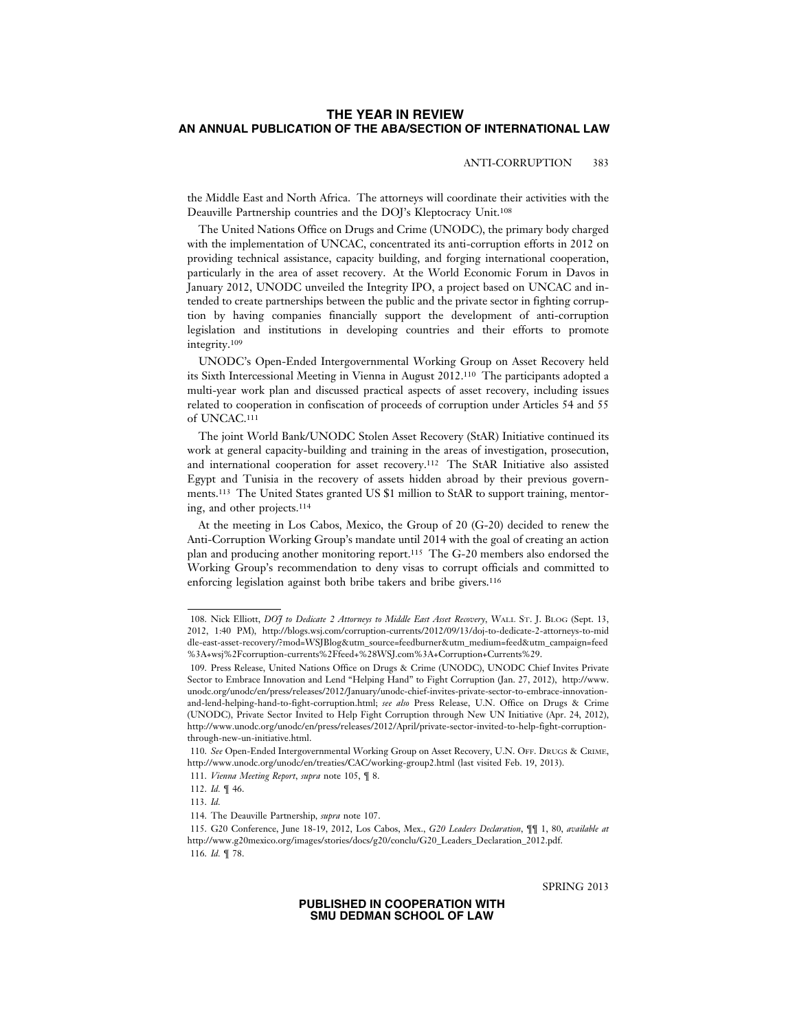the Middle East and North Africa. The attorneys will coordinate their activities with the Deauville Partnership countries and the DOJ's Kleptocracy Unit.[108]

The United Nations Office on Drugs and Crime (UNODC), the primary body charged with the implementation of UNCAC, concentrated its anti-corruption efforts in 2012 on providing technical assistance, capacity building, and forging international cooperation, particularly in the area of asset recovery. At the World Economic Forum in Davos in January 2012, UNODC unveiled the Integrity IPO, a project based on UNCAC and intended to create partnerships between the public and the private sector in fighting corruption by having companies financially support the development of anti-corruption legislation and institutions in developing countries and their efforts to promote integrity.[109]

UNODC's Open-Ended Intergovernmental Working Group on Asset Recovery held its Sixth Intercessional Meeting in Vienna in August 2012.[110] The participants adopted a multi-year work plan and discussed practical aspects of asset recovery, including issues related to cooperation in confiscation of proceeds of corruption under Articles 54 and 55 of UNCAC.[111]

The joint World Bank/UNODC Stolen Asset Recovery (StAR) Initiative continued its work at general capacity-building and training in the areas of investigation, prosecution, and international cooperation for asset recovery.[112] The StAR Initiative also assisted Egypt and Tunisia in the recovery of assets hidden abroad by their previous governments.[113] The United States granted US $1 million to StAR to support training, mentoring, and other projects.[114]

At the meeting in Los Cabos, Mexico, the Group of 20 (G-20) decided to renew the Anti-Corruption Working Group's mandate until 2014 with the goal of creating an action plan and producing another monitoring report.[115] The G-20 members also endorsed the Working Group's recommendation to deny visas to corrupt officials and committed to enforcing legislation against both bribe takers and bribe givers.[116]

---

108. Nick Elliott, *DOJ to Dedicate 2 Attorneys to Middle East Asset Recovery*, WALL ST. J. BLOG (Sept. 13, 2012, 1:40 PM), http://blogs.wsj.com/corruption-currents/2012/09/13/doj-to-dedicate-2-attorneys-to-middle-east-asset-recovery/?mod=WSJBlog&utm_source=feedburner&utm_medium=feed&utm_campaign=feed%3A+wsj%2Fcorruption-currents%2Ffeed+%28WSJ.com%3A+Corruption+Currents%29.

109. Press Release, United Nations Office on Drugs & Crime (UNODC), UNODC Chief Invites Private Sector to Embrace Innovation and Lend "Helping Hand" to Fight Corruption (Jan. 27, 2012), http://www.unodc.org/unodc/en/press/releases/2012/January/unodc-chief-invites-private-sector-to-embrace-innovation-and-lend-helping-hand-to-fight-corruption.html; *see also* Press Release, U.N. Office on Drugs & Crime (UNODC), Private Sector Invited to Help Fight Corruption through New UN Initiative (Apr. 24, 2012), http://www.unodc.org/unodc/en/press/releases/2012/April/private-sector-invited-to-help-fight-corruption-through-new-un-initiative.html.

110. *See* Open-Ended Intergovernmental Working Group on Asset Recovery, U.N. OFF. DRUGS & CRIME, http://www.unodc.org/unodc/en/treaties/CAC/working-group2.html (last visited Feb. 19, 2013).

111. *Vienna Meeting Report*, *supra* note 105, ¶ 8.

112. *Id.* ¶ 46.

113. *Id.*

114. The Deauville Partnership, *supra* note 107.

115. G20 Conference, June 18-19, 2012, Los Cabos, Mex., *G20 Leaders Declaration*, ¶¶ 1, 80, *available at* http://www.g20mexico.org/images/stories/docs/g20/conclu/G20_Leaders_Declaration_2012.pdf.

116. *Id.* ¶ 78.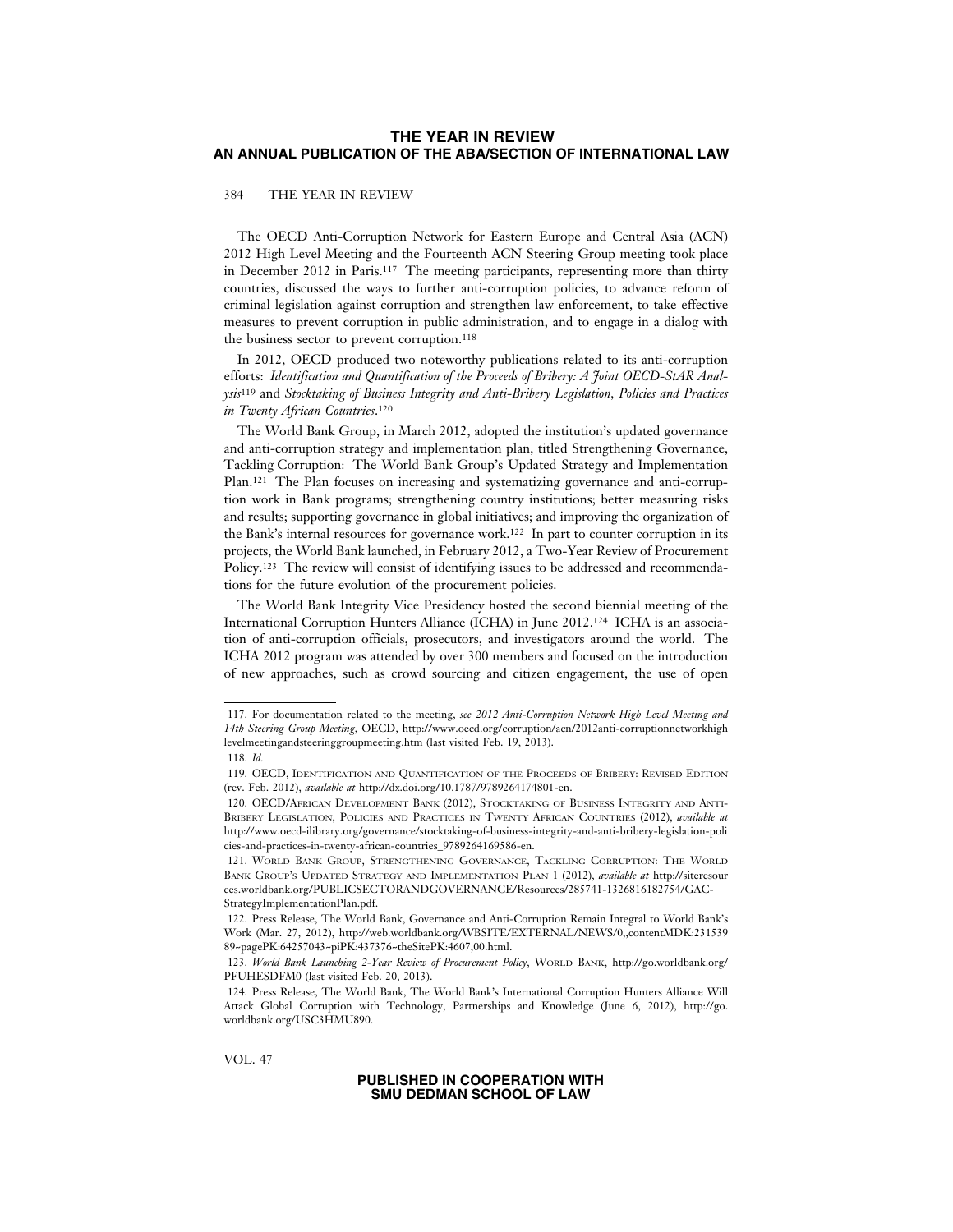The OECD Anti-Corruption Network for Eastern Europe and Central Asia (ACN) 2012 High Level Meeting and the Fourteenth ACN Steering Group meeting took place in December 2012 in Paris.[117] The meeting participants, representing more than thirty countries, discussed the ways to further anti-corruption policies, to advance reform of criminal legislation against corruption and strengthen law enforcement, to take effective measures to prevent corruption in public administration, and to engage in a dialog with the business sector to prevent corruption.[118]

In 2012, OECD produced two noteworthy publications related to its anti-corruption efforts: *Identification and Quantification of the Proceeds of Bribery: A Joint OECD-StAR Analysis*[119] and *Stocktaking of Business Integrity and Anti-Bribery Legislation, Policies and Practices in Twenty African Countries*.[120]

The World Bank Group, in March 2012, adopted the institution's updated governance and anti-corruption strategy and implementation plan, titled Strengthening Governance, Tackling Corruption: The World Bank Group's Updated Strategy and Implementation Plan.[121] The Plan focuses on increasing and systematizing governance and anti-corruption work in Bank programs; strengthening country institutions; better measuring risks and results; supporting governance in global initiatives; and improving the organization of the Bank's internal resources for governance work.[122] In part to counter corruption in its projects, the World Bank launched, in February 2012, a Two-Year Review of Procurement Policy.[123] The review will consist of identifying issues to be addressed and recommendations for the future evolution of the procurement policies.

The World Bank Integrity Vice Presidency hosted the second biennial meeting of the International Corruption Hunters Alliance (ICHA) in June 2012.[124] ICHA is an association of anti-corruption officials, prosecutors, and investigators around the world. The ICHA 2012 program was attended by over 300 members and focused on the introduction of new approaches, such as crowd sourcing and citizen engagement, the use of open

---

117. For documentation related to the meeting, *see 2012 Anti-Corruption Network High Level Meeting and 14th Steering Group Meeting*, OECD, http://www.oecd.org/corruption/acn/2012anti-corruptionnetworkhighlevelmeetingandsteeringgroupmeeting.htm (last visited Feb. 19, 2013).

118. *Id.*

119. OECD, Identification and Quantification of the Proceeds of Bribery: Revised Edition (rev. Feb. 2012), *available at* http://dx.doi.org/10.1787/9789264174801-en.

120. OECD/African Development Bank (2012), Stocktaking of Business Integrity and Anti-Bribery Legislation, Policies and Practices in Twenty African Countries (2012), *available at* http://www.oecd-ilibrary.org/governance/stocktaking-of-business-integrity-and-anti-bribery-legislation-policies-and-practices-in-twenty-african-countries_9789264169586-en.

121. World Bank Group, Strengthening Governance, Tackling Corruption: The World Bank Group's Updated Strategy and Implementation Plan 1 (2012), *available at* http://siteresources.worldbank.org/PUBLICSECTORANDGOVERNANCE/Resources/285741-1326816182754/GAC-StrategyImplementationPlan.pdf.

122. Press Release, The World Bank, Governance and Anti-Corruption Remain Integral to World Bank's Work (Mar. 27, 2012), http://web.worldbank.org/WBSITE/EXTERNAL/NEWS/0,,contentMDK:23153989~pagePK:64257043~piPK:437376~theSitePK:4607,00.html.

123. *World Bank Launching 2-Year Review of Procurement Policy*, World Bank, http://go.worldbank.org/PFUHESDFM0 (last visited Feb. 20, 2013).

124. Press Release, The World Bank, The World Bank's International Corruption Hunters Alliance Will Attack Global Corruption with Technology, Partnerships and Knowledge (June 6, 2012), http://go.worldbank.org/USC3HMU890.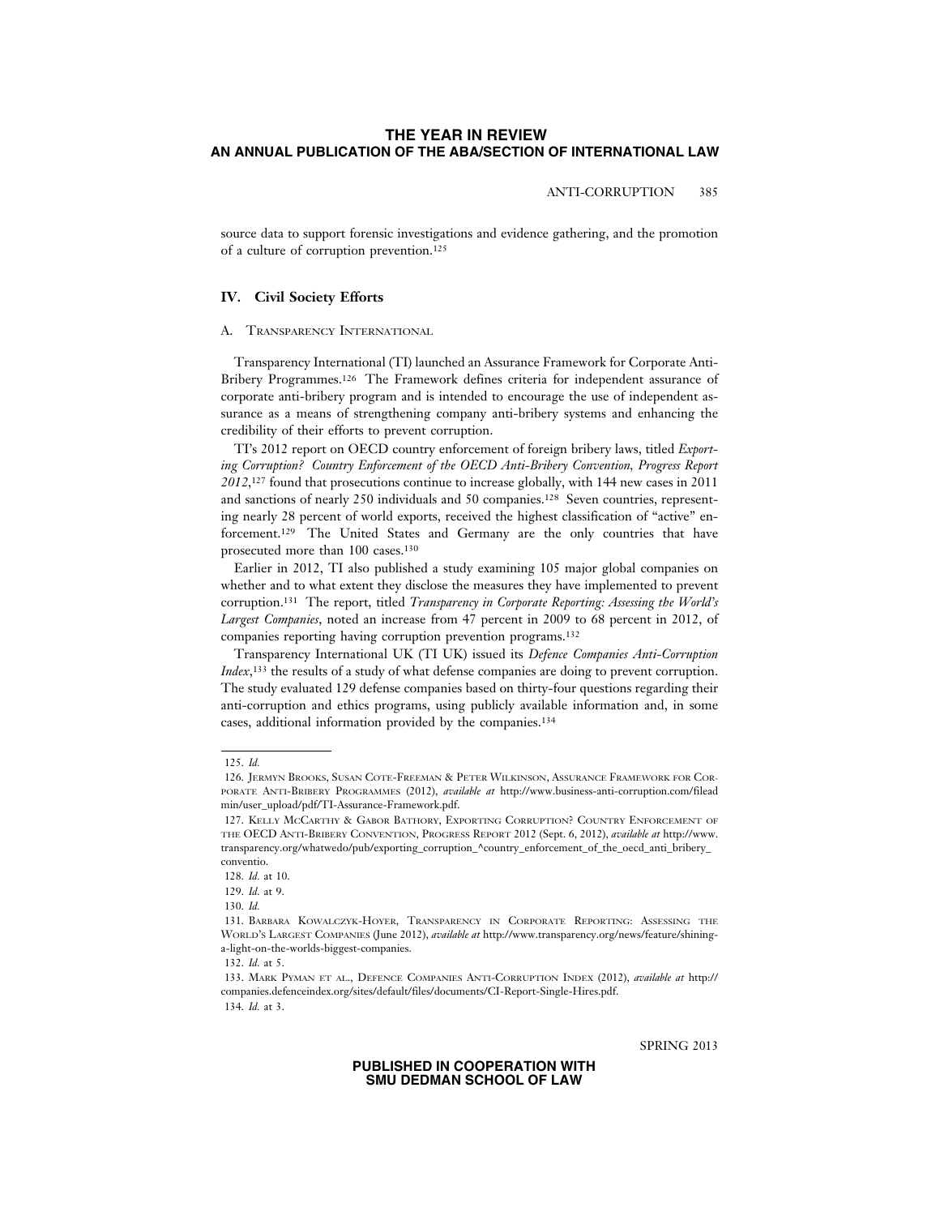source data to support forensic investigations and evidence gathering, and the promotion of a culture of corruption prevention.[125]

## IV. Civil Society Efforts

### A. Transparency International

Transparency International (TI) launched an Assurance Framework for Corporate Anti-Bribery Programmes.[126] The Framework defines criteria for independent assurance of corporate anti-bribery program and is intended to encourage the use of independent assurance as a means of strengthening company anti-bribery systems and enhancing the credibility of their efforts to prevent corruption.

TI's 2012 report on OECD country enforcement of foreign bribery laws, titled *Exporting Corruption? Country Enforcement of the OECD Anti-Bribery Convention, Progress Report 2012*,[127] found that prosecutions continue to increase globally, with 144 new cases in 2011 and sanctions of nearly 250 individuals and 50 companies.[128] Seven countries, representing nearly 28 percent of world exports, received the highest classification of "active" enforcement.[129] The United States and Germany are the only countries that have prosecuted more than 100 cases.[130]

Earlier in 2012, TI also published a study examining 105 major global companies on whether and to what extent they disclose the measures they have implemented to prevent corruption.[131] The report, titled *Transparency in Corporate Reporting: Assessing the World's Largest Companies*, noted an increase from 47 percent in 2009 to 68 percent in 2012, of companies reporting having corruption prevention programs.[132]

Transparency International UK (TI UK) issued its *Defence Companies Anti-Corruption Index*,[133] the results of a study of what defense companies are doing to prevent corruption. The study evaluated 129 defense companies based on thirty-four questions regarding their anti-corruption and ethics programs, using publicly available information and, in some cases, additional information provided by the companies.[134]

---

125. *Id.*

126. Jermyn Brooks, Susan Cote-Freeman & Peter Wilkinson, Assurance Framework for Corporate Anti-Bribery Programmes (2012), *available at* http://www.business-anti-corruption.com/fileadmin/user_upload/pdf/TI-Assurance-Framework.pdf.

127. Kelly McCarthy & Gabor Bathory, Exporting Corruption? Country Enforcement of the OECD Anti-Bribery Convention, Progress Report 2012 (Sept. 6, 2012), *available at* http://www.transparency.org/whatwedo/pub/exporting_corruption_^country_enforcement_of_the_oecd_anti_bribery_conventio.

128. *Id.* at 10.

129. *Id.* at 9.

130. *Id.*

131. Barbara Kowalczyk-Hoyer, Transparency in Corporate Reporting: Assessing the World's Largest Companies (June 2012), *available at* http://www.transparency.org/news/feature/shining-a-light-on-the-worlds-biggest-companies.

132. *Id.* at 5.

133. Mark Pyman et al., Defence Companies Anti-Corruption Index (2012), *available at* http://companies.defenceindex.org/sites/default/files/documents/CI-Report-Single-Hires.pdf.

134. *Id.* at 3.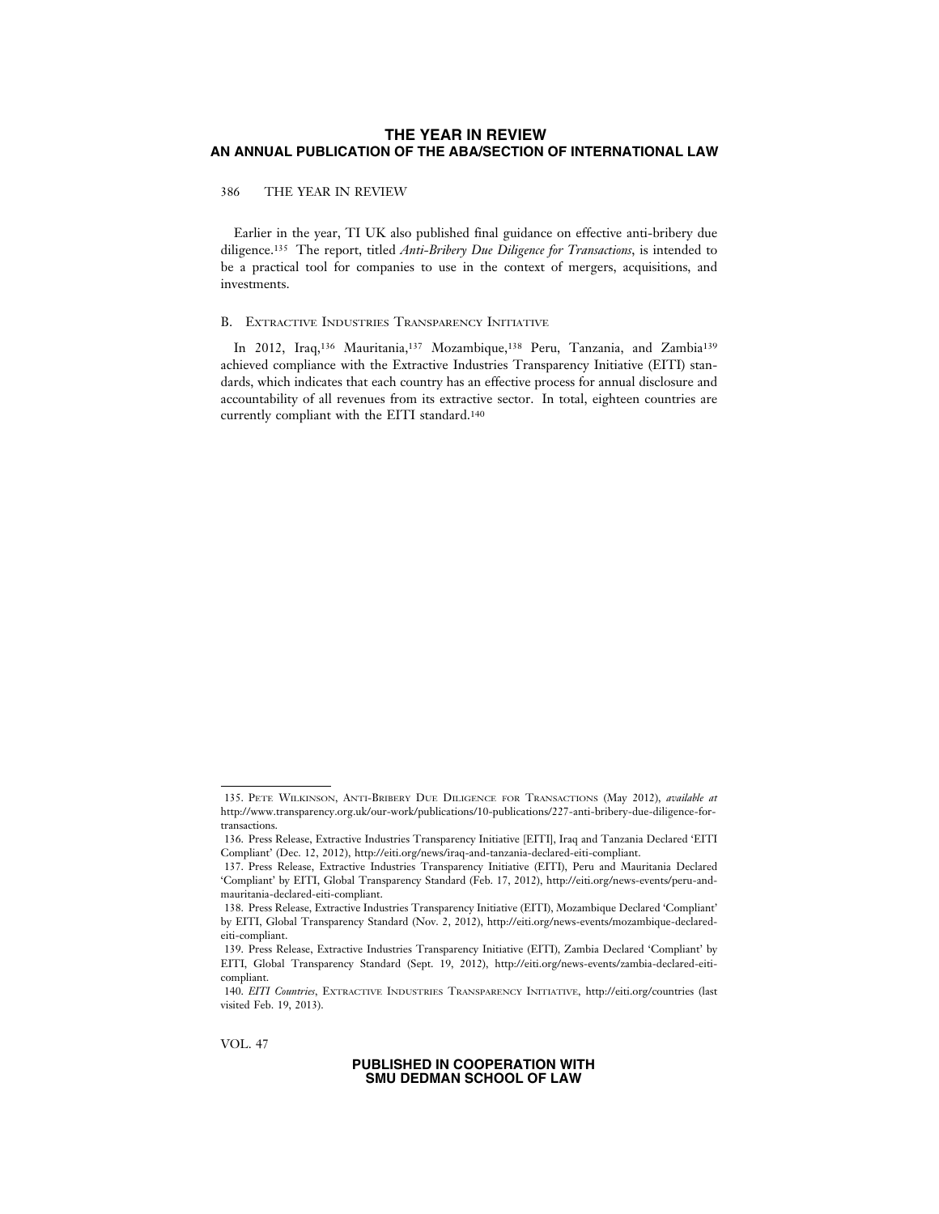Earlier in the year, TI UK also published final guidance on effective anti-bribery due diligence.[135] The report, titled *Anti-Bribery Due Diligence for Transactions*, is intended to be a practical tool for companies to use in the context of mergers, acquisitions, and investments.

### B. Extractive Industries Transparency Initiative

In 2012, Iraq,[136] Mauritania,[137] Mozambique,[138] Peru, Tanzania, and Zambia[139] achieved compliance with the Extractive Industries Transparency Initiative (EITI) standards, which indicates that each country has an effective process for annual disclosure and accountability of all revenues from its extractive sector. In total, eighteen countries are currently compliant with the EITI standard.[140]

---

135. Pete Wilkinson, Anti-Bribery Due Diligence for Transactions (May 2012), *available at* http://www.transparency.org.uk/our-work/publications/10-publications/227-anti-bribery-due-diligence-for-transactions.

136. Press Release, Extractive Industries Transparency Initiative [EITI], Iraq and Tanzania Declared 'EITI Compliant' (Dec. 12, 2012), http://eiti.org/news/iraq-and-tanzania-declared-eiti-compliant.

137. Press Release, Extractive Industries Transparency Initiative (EITI), Peru and Mauritania Declared 'Compliant' by EITI, Global Transparency Standard (Feb. 17, 2012), http://eiti.org/news-events/peru-and-mauritania-declared-eiti-compliant.

138. Press Release, Extractive Industries Transparency Initiative (EITI), Mozambique Declared 'Compliant' by EITI, Global Transparency Standard (Nov. 2, 2012), http://eiti.org/news-events/mozambique-declared-eiti-compliant.

139. Press Release, Extractive Industries Transparency Initiative (EITI), Zambia Declared 'Compliant' by EITI, Global Transparency Standard (Sept. 19, 2012), http://eiti.org/news-events/zambia-declared-eiti-compliant.

140. *EITI Countries*, Extractive Industries Transparency Initiative, http://eiti.org/countries (last visited Feb. 19, 2013).